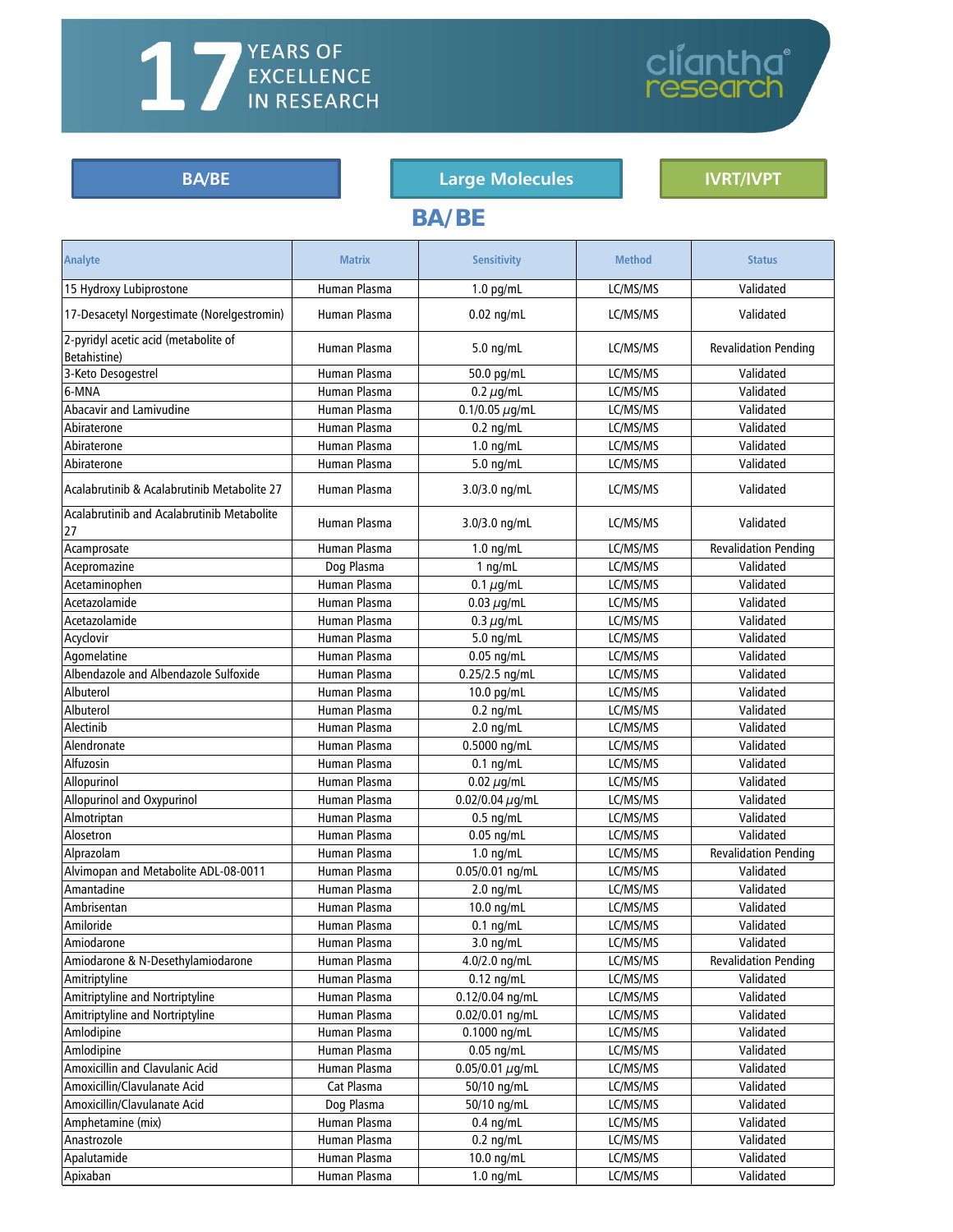17 YEARS OF EXCELLENCE IN RESEARCH

cliantha research

BA/BE | Large Molecules | IVRT/IVPT

## BA/BE

| Analyte | Matrix | Sensitivity | Method | Status |
|---|---|---|---|---|
| 15 Hydroxy Lubiprostone | Human Plasma | 1.0 pg/mL | LC/MS/MS | Validated |
| 17-Desacetyl Norgestimate (Norelgestromin) | Human Plasma | 0.02 ng/mL | LC/MS/MS | Validated |
| 2-pyridyl acetic acid (metabolite of Betahistine) | Human Plasma | 5.0 ng/mL | LC/MS/MS | Revalidation Pending |
| 3-Keto Desogestrel | Human Plasma | 50.0 pg/mL | LC/MS/MS | Validated |
| 6-MNA | Human Plasma | 0.2 µg/mL | LC/MS/MS | Validated |
| Abacavir and Lamivudine | Human Plasma | 0.1/0.05 µg/mL | LC/MS/MS | Validated |
| Abiraterone | Human Plasma | 0.2 ng/mL | LC/MS/MS | Validated |
| Abiraterone | Human Plasma | 1.0 ng/mL | LC/MS/MS | Validated |
| Abiraterone | Human Plasma | 5.0 ng/mL | LC/MS/MS | Validated |
| Acalabrutinib & Acalabrutinib Metabolite 27 | Human Plasma | 3.0/3.0 ng/mL | LC/MS/MS | Validated |
| Acalabrutinib and Acalabrutinib Metabolite 27 | Human Plasma | 3.0/3.0 ng/mL | LC/MS/MS | Validated |
| Acamprosate | Human Plasma | 1.0 ng/mL | LC/MS/MS | Revalidation Pending |
| Acepromazine | Dog Plasma | 1 ng/mL | LC/MS/MS | Validated |
| Acetaminophen | Human Plasma | 0.1 µg/mL | LC/MS/MS | Validated |
| Acetazolamide | Human Plasma | 0.03 µg/mL | LC/MS/MS | Validated |
| Acetazolamide | Human Plasma | 0.3 µg/mL | LC/MS/MS | Validated |
| Acyclovir | Human Plasma | 5.0 ng/mL | LC/MS/MS | Validated |
| Agomelatine | Human Plasma | 0.05 ng/mL | LC/MS/MS | Validated |
| Albendazole and Albendazole Sulfoxide | Human Plasma | 0.25/2.5 ng/mL | LC/MS/MS | Validated |
| Albuterol | Human Plasma | 10.0 pg/mL | LC/MS/MS | Validated |
| Albuterol | Human Plasma | 0.2 ng/mL | LC/MS/MS | Validated |
| Alectinib | Human Plasma | 2.0 ng/mL | LC/MS/MS | Validated |
| Alendronate | Human Plasma | 0.5000 ng/mL | LC/MS/MS | Validated |
| Alfuzosin | Human Plasma | 0.1 ng/mL | LC/MS/MS | Validated |
| Allopurinol | Human Plasma | 0.02 µg/mL | LC/MS/MS | Validated |
| Allopurinol and Oxypurinol | Human Plasma | 0.02/0.04 µg/mL | LC/MS/MS | Validated |
| Almotriptan | Human Plasma | 0.5 ng/mL | LC/MS/MS | Validated |
| Alosetron | Human Plasma | 0.05 ng/mL | LC/MS/MS | Validated |
| Alprazolam | Human Plasma | 1.0 ng/mL | LC/MS/MS | Revalidation Pending |
| Alvimopan and Metabolite ADL-08-0011 | Human Plasma | 0.05/0.01 ng/mL | LC/MS/MS | Validated |
| Amantadine | Human Plasma | 2.0 ng/mL | LC/MS/MS | Validated |
| Ambrisentan | Human Plasma | 10.0 ng/mL | LC/MS/MS | Validated |
| Amiloride | Human Plasma | 0.1 ng/mL | LC/MS/MS | Validated |
| Amiodarone | Human Plasma | 3.0 ng/mL | LC/MS/MS | Validated |
| Amiodarone & N-Desethylamiodarone | Human Plasma | 4.0/2.0 ng/mL | LC/MS/MS | Revalidation Pending |
| Amitriptyline | Human Plasma | 0.12 ng/mL | LC/MS/MS | Validated |
| Amitriptyline and Nortriptyline | Human Plasma | 0.12/0.04 ng/mL | LC/MS/MS | Validated |
| Amitriptyline and Nortriptyline | Human Plasma | 0.02/0.01 ng/mL | LC/MS/MS | Validated |
| Amlodipine | Human Plasma | 0.1000 ng/mL | LC/MS/MS | Validated |
| Amlodipine | Human Plasma | 0.05 ng/mL | LC/MS/MS | Validated |
| Amoxicillin and Clavulanic Acid | Human Plasma | 0.05/0.01 µg/mL | LC/MS/MS | Validated |
| Amoxicillin/Clavulanate Acid | Cat Plasma | 50/10 ng/mL | LC/MS/MS | Validated |
| Amoxicillin/Clavulanate Acid | Dog Plasma | 50/10 ng/mL | LC/MS/MS | Validated |
| Amphetamine (mix) | Human Plasma | 0.4 ng/mL | LC/MS/MS | Validated |
| Anastrozole | Human Plasma | 0.2 ng/mL | LC/MS/MS | Validated |
| Apalutamide | Human Plasma | 10.0 ng/mL | LC/MS/MS | Validated |
| Apixaban | Human Plasma | 1.0 ng/mL | LC/MS/MS | Validated |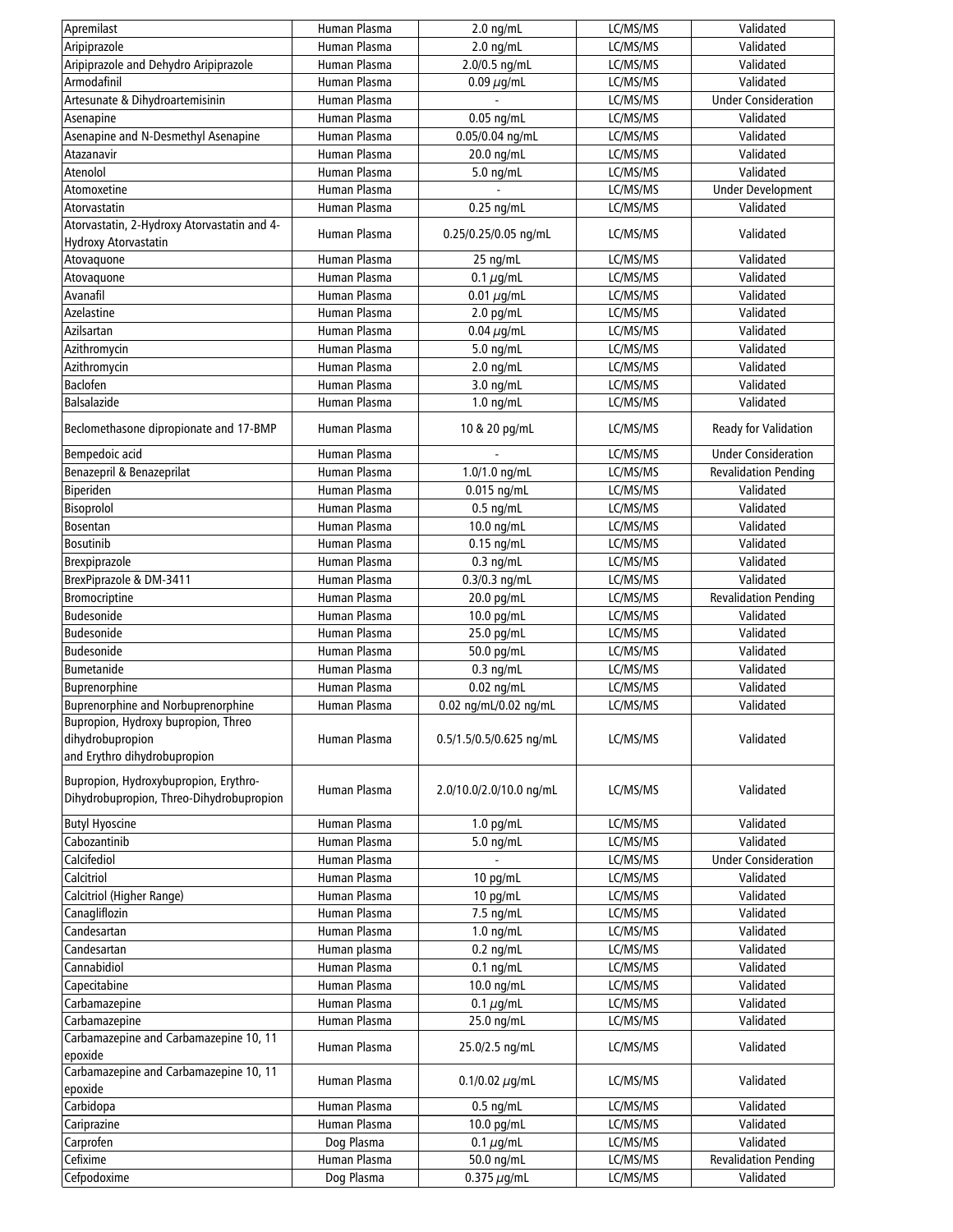| Apremilast | Human Plasma | 2.0 ng/mL | LC/MS/MS | Validated |
|---|---|---|---|---|
| Aripiprazole | Human Plasma | 2.0 ng/mL | LC/MS/MS | Validated |
| Aripiprazole and Dehydro Aripiprazole | Human Plasma | 2.0/0.5 ng/mL | LC/MS/MS | Validated |
| Armodafinil | Human Plasma | 0.09 $\mu$g/mL | LC/MS/MS | Validated |
| Artesunate & Dihydroartemisinin | Human Plasma | - | LC/MS/MS | Under Consideration |
| Asenapine | Human Plasma | 0.05 ng/mL | LC/MS/MS | Validated |
| Asenapine and N-Desmethyl Asenapine | Human Plasma | 0.05/0.04 ng/mL | LC/MS/MS | Validated |
| Atazanavir | Human Plasma | 20.0 ng/mL | LC/MS/MS | Validated |
| Atenolol | Human Plasma | 5.0 ng/mL | LC/MS/MS | Validated |
| Atomoxetine | Human Plasma | - | LC/MS/MS | Under Development |
| Atorvastatin | Human Plasma | 0.25 ng/mL | LC/MS/MS | Validated |
| Atorvastatin, 2-Hydroxy Atorvastatin and 4-Hydroxy Atorvastatin | Human Plasma | 0.25/0.25/0.05 ng/mL | LC/MS/MS | Validated |
| Atovaquone | Human Plasma | 25 ng/mL | LC/MS/MS | Validated |
| Atovaquone | Human Plasma | 0.1 $\mu$g/mL | LC/MS/MS | Validated |
| Avanafil | Human Plasma | 0.01 $\mu$g/mL | LC/MS/MS | Validated |
| Azelastine | Human Plasma | 2.0 pg/mL | LC/MS/MS | Validated |
| Azilsartan | Human Plasma | 0.04 $\mu$g/mL | LC/MS/MS | Validated |
| Azithromycin | Human Plasma | 5.0 ng/mL | LC/MS/MS | Validated |
| Azithromycin | Human Plasma | 2.0 ng/mL | LC/MS/MS | Validated |
| Baclofen | Human Plasma | 3.0 ng/mL | LC/MS/MS | Validated |
| Balsalazide | Human Plasma | 1.0 ng/mL | LC/MS/MS | Validated |
| Beclomethasone dipropionate and 17-BMP | Human Plasma | 10 & 20 pg/mL | LC/MS/MS | Ready for Validation |
| Bempedoic acid | Human Plasma | - | LC/MS/MS | Under Consideration |
| Benazepril & Benazeprilat | Human Plasma | 1.0/1.0 ng/mL | LC/MS/MS | Revalidation Pending |
| Biperiden | Human Plasma | 0.015 ng/mL | LC/MS/MS | Validated |
| Bisoprolol | Human Plasma | 0.5 ng/mL | LC/MS/MS | Validated |
| Bosentan | Human Plasma | 10.0 ng/mL | LC/MS/MS | Validated |
| Bosutinib | Human Plasma | 0.15 ng/mL | LC/MS/MS | Validated |
| Brexpiprazole | Human Plasma | 0.3 ng/mL | LC/MS/MS | Validated |
| BrexPiprazole & DM-3411 | Human Plasma | 0.3/0.3 ng/mL | LC/MS/MS | Validated |
| Bromocriptine | Human Plasma | 20.0 pg/mL | LC/MS/MS | Revalidation Pending |
| Budesonide | Human Plasma | 10.0 pg/mL | LC/MS/MS | Validated |
| Budesonide | Human Plasma | 25.0 pg/mL | LC/MS/MS | Validated |
| Budesonide | Human Plasma | 50.0 pg/mL | LC/MS/MS | Validated |
| Bumetanide | Human Plasma | 0.3 ng/mL | LC/MS/MS | Validated |
| Buprenorphine | Human Plasma | 0.02 ng/mL | LC/MS/MS | Validated |
| Buprenorphine and Norbuprenorphine | Human Plasma | 0.02 ng/mL/0.02 ng/mL | LC/MS/MS | Validated |
| Bupropion, Hydroxy bupropion, Threo dihydrobupropion and Erythro dihydrobupropion | Human Plasma | 0.5/1.5/0.5/0.625 ng/mL | LC/MS/MS | Validated |
| Bupropion, Hydroxybupropion, Erythro-Dihydrobupropion, Threo-Dihydrobupropion | Human Plasma | 2.0/10.0/2.0/10.0 ng/mL | LC/MS/MS | Validated |
| Butyl Hyoscine | Human Plasma | 1.0 pg/mL | LC/MS/MS | Validated |
| Cabozantinib | Human Plasma | 5.0 ng/mL | LC/MS/MS | Validated |
| Calcifediol | Human Plasma | - | LC/MS/MS | Under Consideration |
| Calcitriol | Human Plasma | 10 pg/mL | LC/MS/MS | Validated |
| Calcitriol (Higher Range) | Human Plasma | 10 pg/mL | LC/MS/MS | Validated |
| Canagliflozin | Human Plasma | 7.5 ng/mL | LC/MS/MS | Validated |
| Candesartan | Human Plasma | 1.0 ng/mL | LC/MS/MS | Validated |
| Candesartan | Human plasma | 0.2 ng/mL | LC/MS/MS | Validated |
| Cannabidiol | Human Plasma | 0.1 ng/mL | LC/MS/MS | Validated |
| Capecitabine | Human Plasma | 10.0 ng/mL | LC/MS/MS | Validated |
| Carbamazepine | Human Plasma | 0.1 $\mu$g/mL | LC/MS/MS | Validated |
| Carbamazepine | Human Plasma | 25.0 ng/mL | LC/MS/MS | Validated |
| Carbamazepine and Carbamazepine 10, 11 epoxide | Human Plasma | 25.0/2.5 ng/mL | LC/MS/MS | Validated |
| Carbamazepine and Carbamazepine 10, 11 epoxide | Human Plasma | 0.1/0.02 $\mu$g/mL | LC/MS/MS | Validated |
| Carbidopa | Human Plasma | 0.5 ng/mL | LC/MS/MS | Validated |
| Cariprazine | Human Plasma | 10.0 pg/mL | LC/MS/MS | Validated |
| Carprofen | Dog Plasma | 0.1 $\mu$g/mL | LC/MS/MS | Validated |
| Cefixime | Human Plasma | 50.0 ng/mL | LC/MS/MS | Revalidation Pending |
| Cefpodoxime | Dog Plasma | 0.375 $\mu$g/mL | LC/MS/MS | Validated |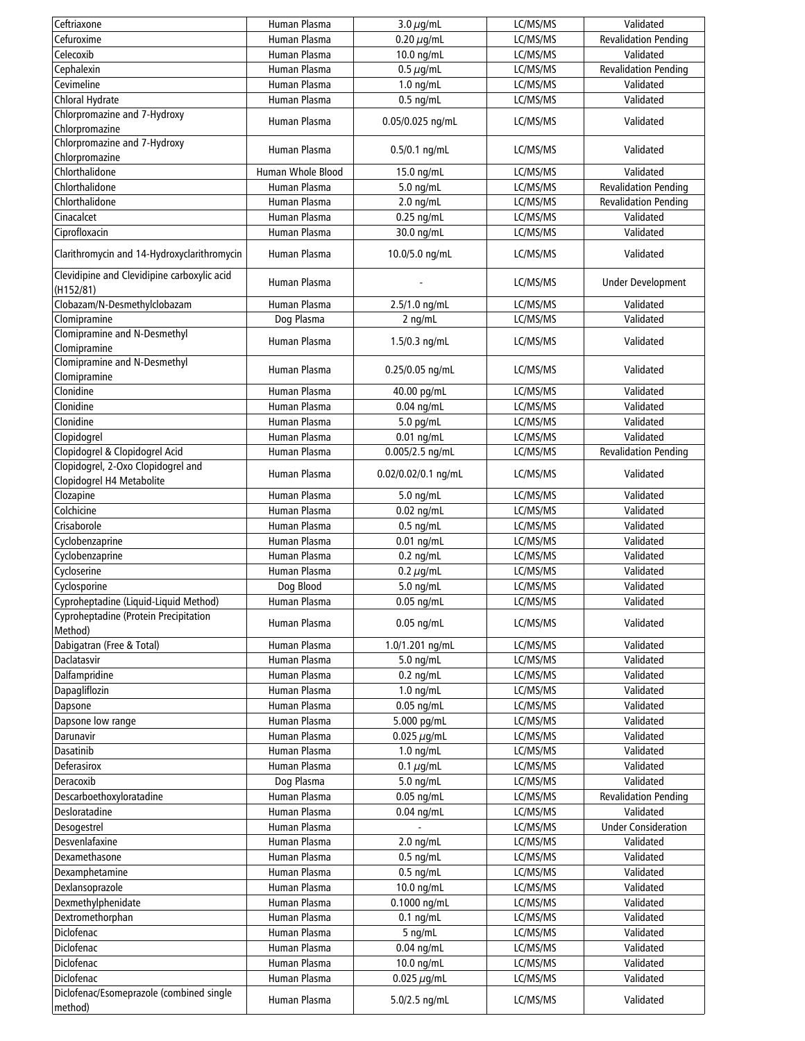| Ceftriaxone | Human Plasma | 3.0 $\mu$g/mL | LC/MS/MS | Validated |
|---|---|---|---|---|
| Cefuroxime | Human Plasma | 0.20 $\mu$g/mL | LC/MS/MS | Revalidation Pending |
| Celecoxib | Human Plasma | 10.0 ng/mL | LC/MS/MS | Validated |
| Cephalexin | Human Plasma | 0.5 $\mu$g/mL | LC/MS/MS | Revalidation Pending |
| Cevimeline | Human Plasma | 1.0 ng/mL | LC/MS/MS | Validated |
| Chloral Hydrate | Human Plasma | 0.5 ng/mL | LC/MS/MS | Validated |
| Chlorpromazine and 7-Hydroxy Chlorpromazine | Human Plasma | 0.05/0.025 ng/mL | LC/MS/MS | Validated |
| Chlorpromazine and 7-Hydroxy Chlorpromazine | Human Plasma | 0.5/0.1 ng/mL | LC/MS/MS | Validated |
| Chlorthalidone | Human Whole Blood | 15.0 ng/mL | LC/MS/MS | Validated |
| Chlorthalidone | Human Plasma | 5.0 ng/mL | LC/MS/MS | Revalidation Pending |
| Chlorthalidone | Human Plasma | 2.0 ng/mL | LC/MS/MS | Revalidation Pending |
| Cinacalcet | Human Plasma | 0.25 ng/mL | LC/MS/MS | Validated |
| Ciprofloxacin | Human Plasma | 30.0 ng/mL | LC/MS/MS | Validated |
| Clarithromycin and 14-Hydroxyclarithromycin | Human Plasma | 10.0/5.0 ng/mL | LC/MS/MS | Validated |
| Clevidipine and Clevidipine carboxylic acid (H152/81) | Human Plasma | - | LC/MS/MS | Under Development |
| Clobazam/N-Desmethylclobazam | Human Plasma | 2.5/1.0 ng/mL | LC/MS/MS | Validated |
| Clomipramine | Dog Plasma | 2 ng/mL | LC/MS/MS | Validated |
| Clomipramine and N-Desmethyl Clomipramine | Human Plasma | 1.5/0.3 ng/mL | LC/MS/MS | Validated |
| Clomipramine and N-Desmethyl Clomipramine | Human Plasma | 0.25/0.05 ng/mL | LC/MS/MS | Validated |
| Clonidine | Human Plasma | 40.00 pg/mL | LC/MS/MS | Validated |
| Clonidine | Human Plasma | 0.04 ng/mL | LC/MS/MS | Validated |
| Clonidine | Human Plasma | 5.0 pg/mL | LC/MS/MS | Validated |
| Clopidogrel | Human Plasma | 0.01 ng/mL | LC/MS/MS | Validated |
| Clopidogrel & Clopidogrel Acid | Human Plasma | 0.005/2.5 ng/mL | LC/MS/MS | Revalidation Pending |
| Clopidogrel, 2-Oxo Clopidogrel and Clopidogrel H4 Metabolite | Human Plasma | 0.02/0.02/0.1 ng/mL | LC/MS/MS | Validated |
| Clozapine | Human Plasma | 5.0 ng/mL | LC/MS/MS | Validated |
| Colchicine | Human Plasma | 0.02 ng/mL | LC/MS/MS | Validated |
| Crisaborole | Human Plasma | 0.5 ng/mL | LC/MS/MS | Validated |
| Cyclobenzaprine | Human Plasma | 0.01 ng/mL | LC/MS/MS | Validated |
| Cyclobenzaprine | Human Plasma | 0.2 ng/mL | LC/MS/MS | Validated |
| Cycloserine | Human Plasma | 0.2 $\mu$g/mL | LC/MS/MS | Validated |
| Cyclosporine | Dog Blood | 5.0 ng/mL | LC/MS/MS | Validated |
| Cyproheptadine (Liquid-Liquid Method) | Human Plasma | 0.05 ng/mL | LC/MS/MS | Validated |
| Cyproheptadine (Protein Precipitation Method) | Human Plasma | 0.05 ng/mL | LC/MS/MS | Validated |
| Dabigatran (Free & Total) | Human Plasma | 1.0/1.201 ng/mL | LC/MS/MS | Validated |
| Daclatasvir | Human Plasma | 5.0 ng/mL | LC/MS/MS | Validated |
| Dalfampridine | Human Plasma | 0.2 ng/mL | LC/MS/MS | Validated |
| Dapagliflozin | Human Plasma | 1.0 ng/mL | LC/MS/MS | Validated |
| Dapsone | Human Plasma | 0.05 ng/mL | LC/MS/MS | Validated |
| Dapsone low range | Human Plasma | 5.000 pg/mL | LC/MS/MS | Validated |
| Darunavir | Human Plasma | 0.025 $\mu$g/mL | LC/MS/MS | Validated |
| Dasatinib | Human Plasma | 1.0 ng/mL | LC/MS/MS | Validated |
| Deferasirox | Human Plasma | 0.1 $\mu$g/mL | LC/MS/MS | Validated |
| Deracoxib | Dog Plasma | 5.0 ng/mL | LC/MS/MS | Validated |
| Descarboethoxyloratadine | Human Plasma | 0.05 ng/mL | LC/MS/MS | Revalidation Pending |
| Desloratadine | Human Plasma | 0.04 ng/mL | LC/MS/MS | Validated |
| Desogestrel | Human Plasma | - | LC/MS/MS | Under Consideration |
| Desvenlafaxine | Human Plasma | 2.0 ng/mL | LC/MS/MS | Validated |
| Dexamethasone | Human Plasma | 0.5 ng/mL | LC/MS/MS | Validated |
| Dexamphetamine | Human Plasma | 0.5 ng/mL | LC/MS/MS | Validated |
| Dexlansoprazole | Human Plasma | 10.0 ng/mL | LC/MS/MS | Validated |
| Dexmethylphenidate | Human Plasma | 0.1000 ng/mL | LC/MS/MS | Validated |
| Dextromethorphan | Human Plasma | 0.1 ng/mL | LC/MS/MS | Validated |
| Diclofenac | Human Plasma | 5 ng/mL | LC/MS/MS | Validated |
| Diclofenac | Human Plasma | 0.04 ng/mL | LC/MS/MS | Validated |
| Diclofenac | Human Plasma | 10.0 ng/mL | LC/MS/MS | Validated |
| Diclofenac | Human Plasma | 0.025 $\mu$g/mL | LC/MS/MS | Validated |
| Diclofenac/Esomeprazole (combined single method) | Human Plasma | 5.0/2.5 ng/mL | LC/MS/MS | Validated |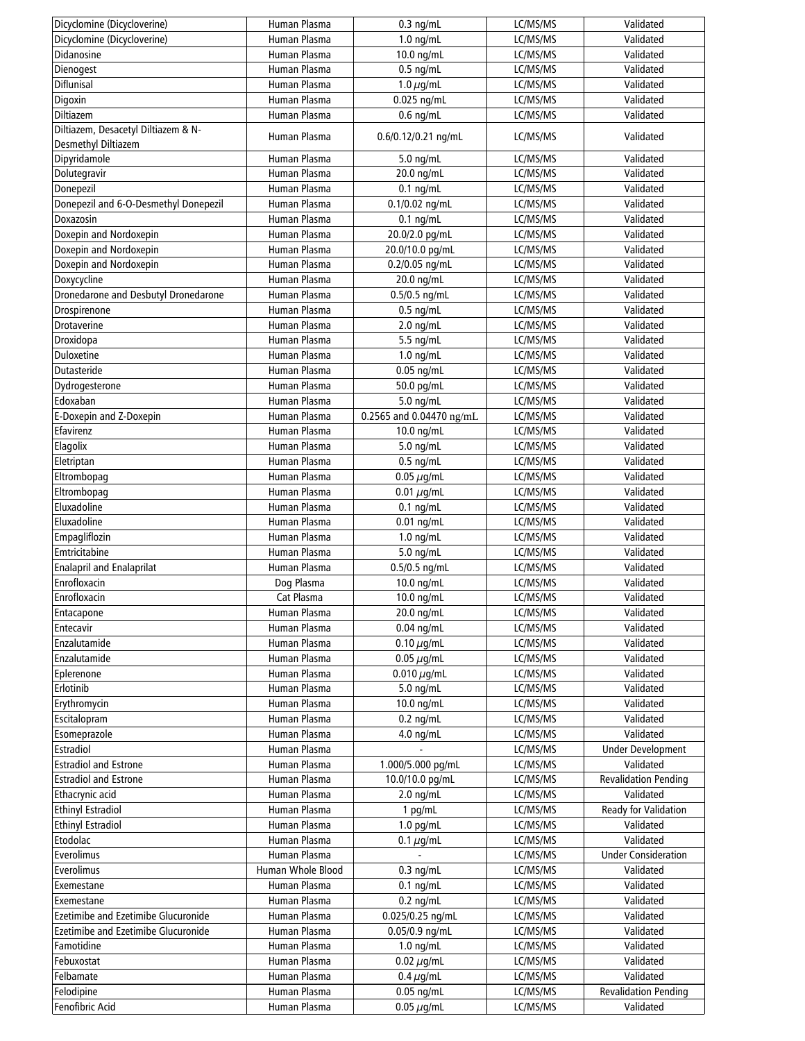| | | | | |
|---|---|---|---|---|
| Dicyclomine (Dicycloverine) | Human Plasma | 0.3 ng/mL | LC/MS/MS | Validated |
| Dicyclomine (Dicycloverine) | Human Plasma | 1.0 ng/mL | LC/MS/MS | Validated |
| Didanosine | Human Plasma | 10.0 ng/mL | LC/MS/MS | Validated |
| Dienogest | Human Plasma | 0.5 ng/mL | LC/MS/MS | Validated |
| Diflunisal | Human Plasma | 1.0 μg/mL | LC/MS/MS | Validated |
| Digoxin | Human Plasma | 0.025 ng/mL | LC/MS/MS | Validated |
| Diltiazem | Human Plasma | 0.6 ng/mL | LC/MS/MS | Validated |
| Diltiazem, Desacetyl Diltiazem & N-Desmethyl Diltiazem | Human Plasma | 0.6/0.12/0.21 ng/mL | LC/MS/MS | Validated |
| Dipyridamole | Human Plasma | 5.0 ng/mL | LC/MS/MS | Validated |
| Dolutegravir | Human Plasma | 20.0 ng/mL | LC/MS/MS | Validated |
| Donepezil | Human Plasma | 0.1 ng/mL | LC/MS/MS | Validated |
| Donepezil and 6-O-Desmethyl Donepezil | Human Plasma | 0.1/0.02 ng/mL | LC/MS/MS | Validated |
| Doxazosin | Human Plasma | 0.1 ng/mL | LC/MS/MS | Validated |
| Doxepin and Nordoxepin | Human Plasma | 20.0/2.0 pg/mL | LC/MS/MS | Validated |
| Doxepin and Nordoxepin | Human Plasma | 20.0/10.0 pg/mL | LC/MS/MS | Validated |
| Doxepin and Nordoxepin | Human Plasma | 0.2/0.05 ng/mL | LC/MS/MS | Validated |
| Doxycycline | Human Plasma | 20.0 ng/mL | LC/MS/MS | Validated |
| Dronedarone and Desbutyl Dronedarone | Human Plasma | 0.5/0.5 ng/mL | LC/MS/MS | Validated |
| Drospirenone | Human Plasma | 0.5 ng/mL | LC/MS/MS | Validated |
| Drotaverine | Human Plasma | 2.0 ng/mL | LC/MS/MS | Validated |
| Droxidopa | Human Plasma | 5.5 ng/mL | LC/MS/MS | Validated |
| Duloxetine | Human Plasma | 1.0 ng/mL | LC/MS/MS | Validated |
| Dutasteride | Human Plasma | 0.05 ng/mL | LC/MS/MS | Validated |
| Dydrogesterone | Human Plasma | 50.0 pg/mL | LC/MS/MS | Validated |
| Edoxaban | Human Plasma | 5.0 ng/mL | LC/MS/MS | Validated |
| E-Doxepin and Z-Doxepin | Human Plasma | 0.2565 and 0.04470 ng/mL | LC/MS/MS | Validated |
| Efavirenz | Human Plasma | 10.0 ng/mL | LC/MS/MS | Validated |
| Elagolix | Human Plasma | 5.0 ng/mL | LC/MS/MS | Validated |
| Eletriptan | Human Plasma | 0.5 ng/mL | LC/MS/MS | Validated |
| Eltrombopag | Human Plasma | 0.05 μg/mL | LC/MS/MS | Validated |
| Eltrombopag | Human Plasma | 0.01 μg/mL | LC/MS/MS | Validated |
| Eluxadoline | Human Plasma | 0.1 ng/mL | LC/MS/MS | Validated |
| Eluxadoline | Human Plasma | 0.01 ng/mL | LC/MS/MS | Validated |
| Empagliflozin | Human Plasma | 1.0 ng/mL | LC/MS/MS | Validated |
| Emtricitabine | Human Plasma | 5.0 ng/mL | LC/MS/MS | Validated |
| Enalapril and Enalaprilat | Human Plasma | 0.5/0.5 ng/mL | LC/MS/MS | Validated |
| Enrofloxacin | Dog Plasma | 10.0 ng/mL | LC/MS/MS | Validated |
| Enrofloxacin | Cat Plasma | 10.0 ng/mL | LC/MS/MS | Validated |
| Entacapone | Human Plasma | 20.0 ng/mL | LC/MS/MS | Validated |
| Entecavir | Human Plasma | 0.04 ng/mL | LC/MS/MS | Validated |
| Enzalutamide | Human Plasma | 0.10 μg/mL | LC/MS/MS | Validated |
| Enzalutamide | Human Plasma | 0.05 μg/mL | LC/MS/MS | Validated |
| Eplerenone | Human Plasma | 0.010 μg/mL | LC/MS/MS | Validated |
| Erlotinib | Human Plasma | 5.0 ng/mL | LC/MS/MS | Validated |
| Erythromycin | Human Plasma | 10.0 ng/mL | LC/MS/MS | Validated |
| Escitalopram | Human Plasma | 0.2 ng/mL | LC/MS/MS | Validated |
| Esomeprazole | Human Plasma | 4.0 ng/mL | LC/MS/MS | Validated |
| Estradiol | Human Plasma | - | LC/MS/MS | Under Development |
| Estradiol and Estrone | Human Plasma | 1.000/5.000 pg/mL | LC/MS/MS | Validated |
| Estradiol and Estrone | Human Plasma | 10.0/10.0 pg/mL | LC/MS/MS | Revalidation Pending |
| Ethacrynic acid | Human Plasma | 2.0 ng/mL | LC/MS/MS | Validated |
| Ethinyl Estradiol | Human Plasma | 1 pg/mL | LC/MS/MS | Ready for Validation |
| Ethinyl Estradiol | Human Plasma | 1.0 pg/mL | LC/MS/MS | Validated |
| Etodolac | Human Plasma | 0.1 μg/mL | LC/MS/MS | Validated |
| Everolimus | Human Plasma | - | LC/MS/MS | Under Consideration |
| Everolimus | Human Whole Blood | 0.3 ng/mL | LC/MS/MS | Validated |
| Exemestane | Human Plasma | 0.1 ng/mL | LC/MS/MS | Validated |
| Exemestane | Human Plasma | 0.2 ng/mL | LC/MS/MS | Validated |
| Ezetimibe and Ezetimibe Glucuronide | Human Plasma | 0.025/0.25 ng/mL | LC/MS/MS | Validated |
| Ezetimibe and Ezetimibe Glucuronide | Human Plasma | 0.05/0.9 ng/mL | LC/MS/MS | Validated |
| Famotidine | Human Plasma | 1.0 ng/mL | LC/MS/MS | Validated |
| Febuxostat | Human Plasma | 0.02 μg/mL | LC/MS/MS | Validated |
| Felbamate | Human Plasma | 0.4 μg/mL | LC/MS/MS | Validated |
| Felodipine | Human Plasma | 0.05 ng/mL | LC/MS/MS | Revalidation Pending |
| Fenofibric Acid | Human Plasma | 0.05 μg/mL | LC/MS/MS | Validated |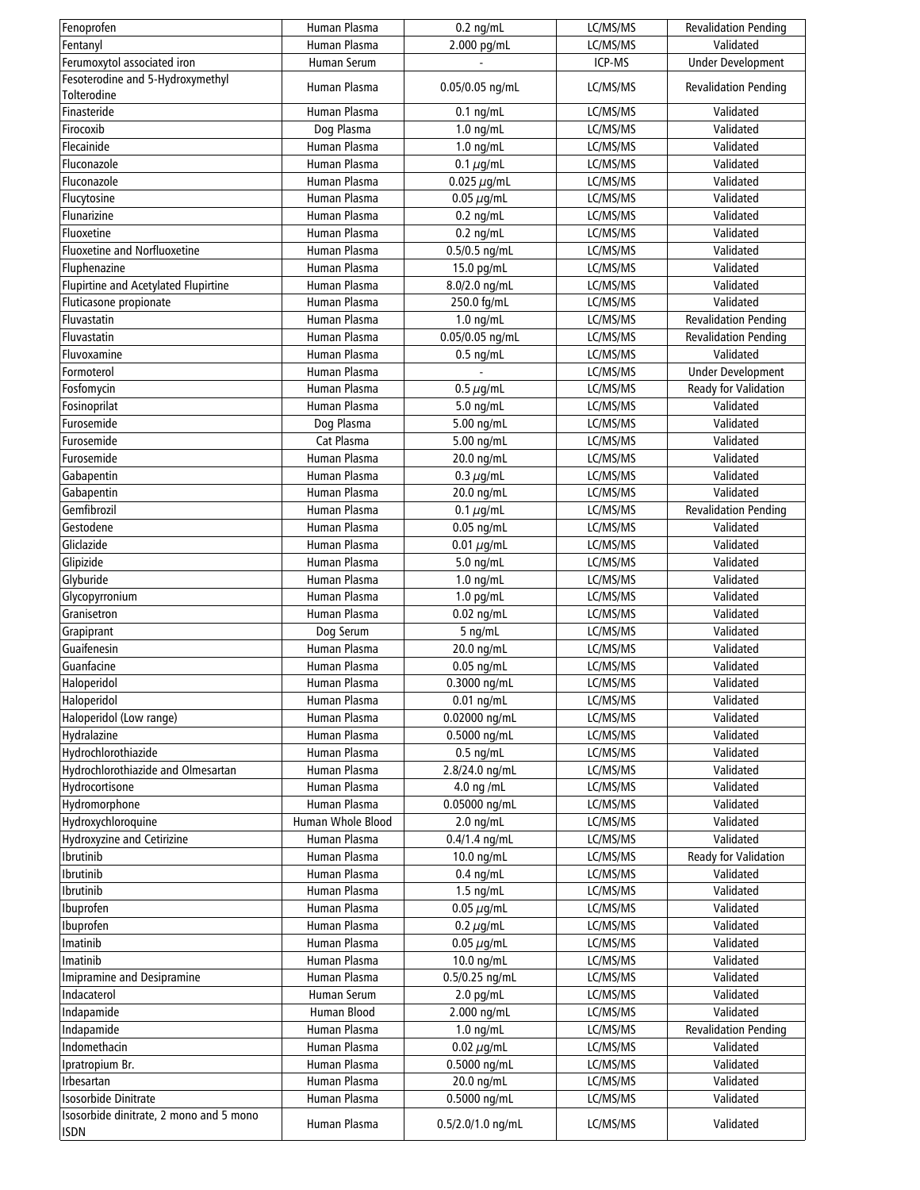| Fenoprofen | Human Plasma | 0.2 ng/mL | LC/MS/MS | Revalidation Pending |
|---|---|---|---|---|
| Fentanyl | Human Plasma | 2.000 pg/mL | LC/MS/MS | Validated |
| Ferumoxytol associated iron | Human Serum | - | ICP-MS | Under Development |
| Fesoterodine and 5-Hydroxymethyl Tolterodine | Human Plasma | 0.05/0.05 ng/mL | LC/MS/MS | Revalidation Pending |
| Finasteride | Human Plasma | 0.1 ng/mL | LC/MS/MS | Validated |
| Firocoxib | Dog Plasma | 1.0 ng/mL | LC/MS/MS | Validated |
| Flecainide | Human Plasma | 1.0 ng/mL | LC/MS/MS | Validated |
| Fluconazole | Human Plasma | 0.1 $\mu$g/mL | LC/MS/MS | Validated |
| Fluconazole | Human Plasma | 0.025 $\mu$g/mL | LC/MS/MS | Validated |
| Flucytosine | Human Plasma | 0.05 $\mu$g/mL | LC/MS/MS | Validated |
| Flunarizine | Human Plasma | 0.2 ng/mL | LC/MS/MS | Validated |
| Fluoxetine | Human Plasma | 0.2 ng/mL | LC/MS/MS | Validated |
| Fluoxetine and Norfluoxetine | Human Plasma | 0.5/0.5 ng/mL | LC/MS/MS | Validated |
| Fluphenazine | Human Plasma | 15.0 pg/mL | LC/MS/MS | Validated |
| Flupirtine and Acetylated Flupirtine | Human Plasma | 8.0/2.0 ng/mL | LC/MS/MS | Validated |
| Fluticasone propionate | Human Plasma | 250.0 fg/mL | LC/MS/MS | Validated |
| Fluvastatin | Human Plasma | 1.0 ng/mL | LC/MS/MS | Revalidation Pending |
| Fluvastatin | Human Plasma | 0.05/0.05 ng/mL | LC/MS/MS | Revalidation Pending |
| Fluvoxamine | Human Plasma | 0.5 ng/mL | LC/MS/MS | Validated |
| Formoterol | Human Plasma | - | LC/MS/MS | Under Development |
| Fosfomycin | Human Plasma | 0.5 $\mu$g/mL | LC/MS/MS | Ready for Validation |
| Fosinoprilat | Human Plasma | 5.0 ng/mL | LC/MS/MS | Validated |
| Furosemide | Dog Plasma | 5.00 ng/mL | LC/MS/MS | Validated |
| Furosemide | Cat Plasma | 5.00 ng/mL | LC/MS/MS | Validated |
| Furosemide | Human Plasma | 20.0 ng/mL | LC/MS/MS | Validated |
| Gabapentin | Human Plasma | 0.3 $\mu$g/mL | LC/MS/MS | Validated |
| Gabapentin | Human Plasma | 20.0 ng/mL | LC/MS/MS | Validated |
| Gemfibrozil | Human Plasma | 0.1 $\mu$g/mL | LC/MS/MS | Revalidation Pending |
| Gestodene | Human Plasma | 0.05 ng/mL | LC/MS/MS | Validated |
| Gliclazide | Human Plasma | 0.01 $\mu$g/mL | LC/MS/MS | Validated |
| Glipizide | Human Plasma | 5.0 ng/mL | LC/MS/MS | Validated |
| Glyburide | Human Plasma | 1.0 ng/mL | LC/MS/MS | Validated |
| Glycopyrronium | Human Plasma | 1.0 pg/mL | LC/MS/MS | Validated |
| Granisetron | Human Plasma | 0.02 ng/mL | LC/MS/MS | Validated |
| Grapiprant | Dog Serum | 5 ng/mL | LC/MS/MS | Validated |
| Guaifenesin | Human Plasma | 20.0 ng/mL | LC/MS/MS | Validated |
| Guanfacine | Human Plasma | 0.05 ng/mL | LC/MS/MS | Validated |
| Haloperidol | Human Plasma | 0.3000 ng/mL | LC/MS/MS | Validated |
| Haloperidol | Human Plasma | 0.01 ng/mL | LC/MS/MS | Validated |
| Haloperidol (Low range) | Human Plasma | 0.02000 ng/mL | LC/MS/MS | Validated |
| Hydralazine | Human Plasma | 0.5000 ng/mL | LC/MS/MS | Validated |
| Hydrochlorothiazide | Human Plasma | 0.5 ng/mL | LC/MS/MS | Validated |
| Hydrochlorothiazide and Olmesartan | Human Plasma | 2.8/24.0 ng/mL | LC/MS/MS | Validated |
| Hydrocortisone | Human Plasma | 4.0 ng /mL | LC/MS/MS | Validated |
| Hydromorphone | Human Plasma | 0.05000 ng/mL | LC/MS/MS | Validated |
| Hydroxychloroquine | Human Whole Blood | 2.0 ng/mL | LC/MS/MS | Validated |
| Hydroxyzine and Cetirizine | Human Plasma | 0.4/1.4 ng/mL | LC/MS/MS | Validated |
| Ibrutinib | Human Plasma | 10.0 ng/mL | LC/MS/MS | Ready for Validation |
| Ibrutinib | Human Plasma | 0.4 ng/mL | LC/MS/MS | Validated |
| Ibrutinib | Human Plasma | 1.5 ng/mL | LC/MS/MS | Validated |
| Ibuprofen | Human Plasma | 0.05 $\mu$g/mL | LC/MS/MS | Validated |
| Ibuprofen | Human Plasma | 0.2 $\mu$g/mL | LC/MS/MS | Validated |
| Imatinib | Human Plasma | 0.05 $\mu$g/mL | LC/MS/MS | Validated |
| Imatinib | Human Plasma | 10.0 ng/mL | LC/MS/MS | Validated |
| Imipramine and Desipramine | Human Plasma | 0.5/0.25 ng/mL | LC/MS/MS | Validated |
| Indacaterol | Human Serum | 2.0 pg/mL | LC/MS/MS | Validated |
| Indapamide | Human Blood | 2.000 ng/mL | LC/MS/MS | Validated |
| Indapamide | Human Plasma | 1.0 ng/mL | LC/MS/MS | Revalidation Pending |
| Indomethacin | Human Plasma | 0.02 $\mu$g/mL | LC/MS/MS | Validated |
| Ipratropium Br. | Human Plasma | 0.5000 ng/mL | LC/MS/MS | Validated |
| Irbesartan | Human Plasma | 20.0 ng/mL | LC/MS/MS | Validated |
| Isosorbide Dinitrate | Human Plasma | 0.5000 ng/mL | LC/MS/MS | Validated |
| Isosorbide dinitrate, 2 mono and 5 mono ISDN | Human Plasma | 0.5/2.0/1.0 ng/mL | LC/MS/MS | Validated |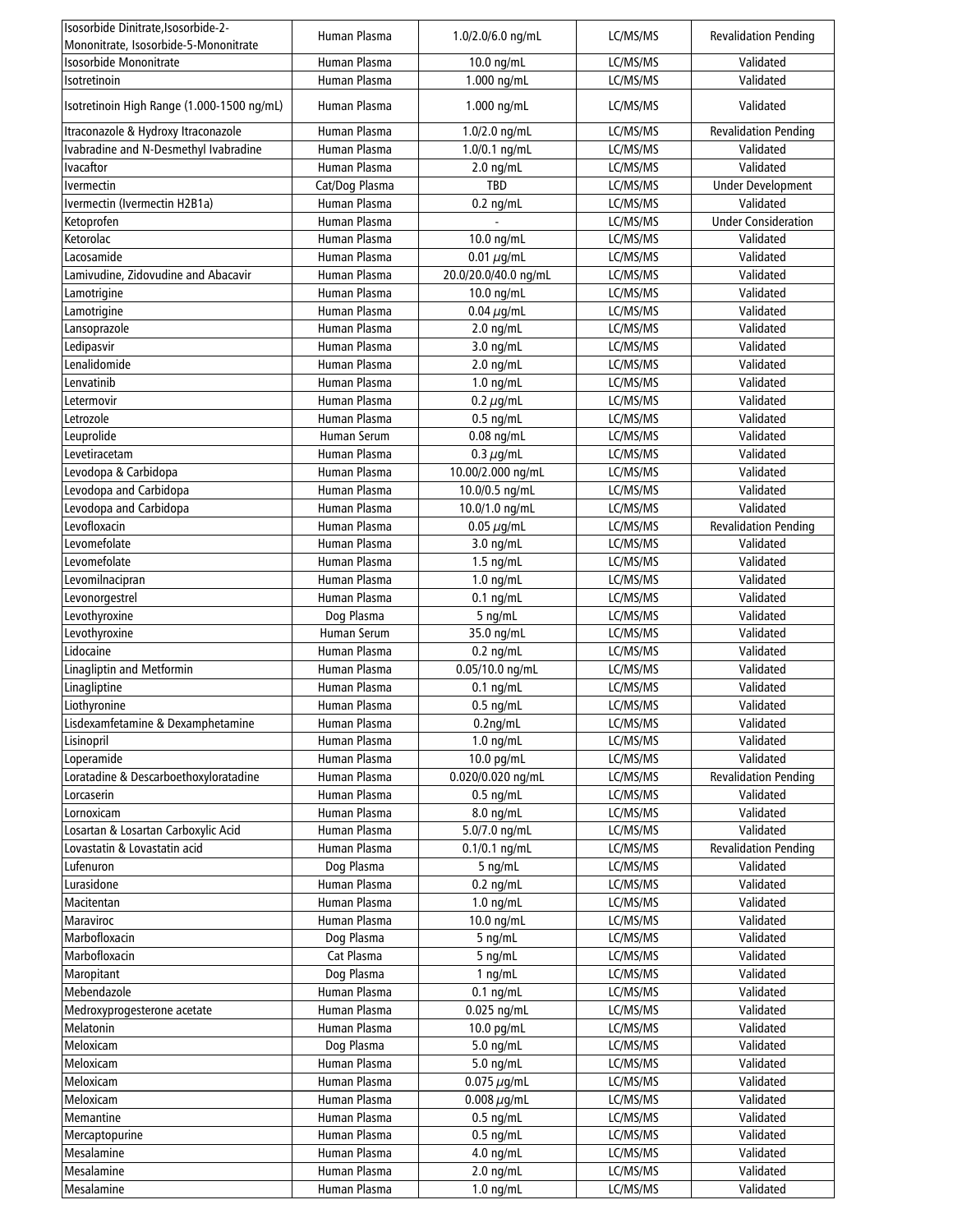| Isosorbide Dinitrate,Isosorbide-2-Mononitrate, Isosorbide-5-Mononitrate | Human Plasma | 1.0/2.0/6.0 ng/mL | LC/MS/MS | Revalidation Pending |
|---|---|---|---|---|
| Isosorbide Mononitrate | Human Plasma | 10.0 ng/mL | LC/MS/MS | Validated |
| Isotretinoin | Human Plasma | 1.000 ng/mL | LC/MS/MS | Validated |
| Isotretinoin High Range (1.000-1500 ng/mL) | Human Plasma | 1.000 ng/mL | LC/MS/MS | Validated |
| Itraconazole & Hydroxy Itraconazole | Human Plasma | 1.0/2.0 ng/mL | LC/MS/MS | Revalidation Pending |
| Ivabradine and N-Desmethyl Ivabradine | Human Plasma | 1.0/0.1 ng/mL | LC/MS/MS | Validated |
| Ivacaftor | Human Plasma | 2.0 ng/mL | LC/MS/MS | Validated |
| Ivermectin | Cat/Dog Plasma | TBD | LC/MS/MS | Under Development |
| Ivermectin (Ivermectin H2B1a) | Human Plasma | 0.2 ng/mL | LC/MS/MS | Validated |
| Ketoprofen | Human Plasma | - | LC/MS/MS | Under Consideration |
| Ketorolac | Human Plasma | 10.0 ng/mL | LC/MS/MS | Validated |
| Lacosamide | Human Plasma | 0.01 $\mu$g/mL | LC/MS/MS | Validated |
| Lamivudine, Zidovudine and Abacavir | Human Plasma | 20.0/20.0/40.0 ng/mL | LC/MS/MS | Validated |
| Lamotrigine | Human Plasma | 10.0 ng/mL | LC/MS/MS | Validated |
| Lamotrigine | Human Plasma | 0.04 $\mu$g/mL | LC/MS/MS | Validated |
| Lansoprazole | Human Plasma | 2.0 ng/mL | LC/MS/MS | Validated |
| Ledipasvir | Human Plasma | 3.0 ng/mL | LC/MS/MS | Validated |
| Lenalidomide | Human Plasma | 2.0 ng/mL | LC/MS/MS | Validated |
| Lenvatinib | Human Plasma | 1.0 ng/mL | LC/MS/MS | Validated |
| Letermovir | Human Plasma | 0.2 $\mu$g/mL | LC/MS/MS | Validated |
| Letrozole | Human Plasma | 0.5 ng/mL | LC/MS/MS | Validated |
| Leuprolide | Human Serum | 0.08 ng/mL | LC/MS/MS | Validated |
| Levetiracetam | Human Plasma | 0.3 $\mu$g/mL | LC/MS/MS | Validated |
| Levodopa & Carbidopa | Human Plasma | 10.00/2.000 ng/mL | LC/MS/MS | Validated |
| Levodopa and Carbidopa | Human Plasma | 10.0/0.5 ng/mL | LC/MS/MS | Validated |
| Levodopa and Carbidopa | Human Plasma | 10.0/1.0 ng/mL | LC/MS/MS | Validated |
| Levofloxacin | Human Plasma | 0.05 $\mu$g/mL | LC/MS/MS | Revalidation Pending |
| Levomefolate | Human Plasma | 3.0 ng/mL | LC/MS/MS | Validated |
| Levomefolate | Human Plasma | 1.5 ng/mL | LC/MS/MS | Validated |
| Levomilnacipran | Human Plasma | 1.0 ng/mL | LC/MS/MS | Validated |
| Levonorgestrel | Human Plasma | 0.1 ng/mL | LC/MS/MS | Validated |
| Levothyroxine | Dog Plasma | 5 ng/mL | LC/MS/MS | Validated |
| Levothyroxine | Human Serum | 35.0 ng/mL | LC/MS/MS | Validated |
| Lidocaine | Human Plasma | 0.2 ng/mL | LC/MS/MS | Validated |
| Linagliptin and Metformin | Human Plasma | 0.05/10.0 ng/mL | LC/MS/MS | Validated |
| Linagliptine | Human Plasma | 0.1 ng/mL | LC/MS/MS | Validated |
| Liothyronine | Human Plasma | 0.5 ng/mL | LC/MS/MS | Validated |
| Lisdexamfetamine & Dexamphetamine | Human Plasma | 0.2ng/mL | LC/MS/MS | Validated |
| Lisinopril | Human Plasma | 1.0 ng/mL | LC/MS/MS | Validated |
| Loperamide | Human Plasma | 10.0 pg/mL | LC/MS/MS | Validated |
| Loratadine & Descarboethoxyloratadine | Human Plasma | 0.020/0.020 ng/mL | LC/MS/MS | Revalidation Pending |
| Lorcaserin | Human Plasma | 0.5 ng/mL | LC/MS/MS | Validated |
| Lornoxicam | Human Plasma | 8.0 ng/mL | LC/MS/MS | Validated |
| Losartan & Losartan Carboxylic Acid | Human Plasma | 5.0/7.0 ng/mL | LC/MS/MS | Validated |
| Lovastatin & Lovastatin acid | Human Plasma | 0.1/0.1 ng/mL | LC/MS/MS | Revalidation Pending |
| Lufenuron | Dog Plasma | 5 ng/mL | LC/MS/MS | Validated |
| Lurasidone | Human Plasma | 0.2 ng/mL | LC/MS/MS | Validated |
| Macitentan | Human Plasma | 1.0 ng/mL | LC/MS/MS | Validated |
| Maraviroc | Human Plasma | 10.0 ng/mL | LC/MS/MS | Validated |
| Marbofloxacin | Dog Plasma | 5 ng/mL | LC/MS/MS | Validated |
| Marbofloxacin | Cat Plasma | 5 ng/mL | LC/MS/MS | Validated |
| Maropitant | Dog Plasma | 1 ng/mL | LC/MS/MS | Validated |
| Mebendazole | Human Plasma | 0.1 ng/mL | LC/MS/MS | Validated |
| Medroxyprogesterone acetate | Human Plasma | 0.025 ng/mL | LC/MS/MS | Validated |
| Melatonin | Human Plasma | 10.0 pg/mL | LC/MS/MS | Validated |
| Meloxicam | Dog Plasma | 5.0 ng/mL | LC/MS/MS | Validated |
| Meloxicam | Human Plasma | 5.0 ng/mL | LC/MS/MS | Validated |
| Meloxicam | Human Plasma | 0.075 $\mu$g/mL | LC/MS/MS | Validated |
| Meloxicam | Human Plasma | 0.008 $\mu$g/mL | LC/MS/MS | Validated |
| Memantine | Human Plasma | 0.5 ng/mL | LC/MS/MS | Validated |
| Mercaptopurine | Human Plasma | 0.5 ng/mL | LC/MS/MS | Validated |
| Mesalamine | Human Plasma | 4.0 ng/mL | LC/MS/MS | Validated |
| Mesalamine | Human Plasma | 2.0 ng/mL | LC/MS/MS | Validated |
| Mesalamine | Human Plasma | 1.0 ng/mL | LC/MS/MS | Validated |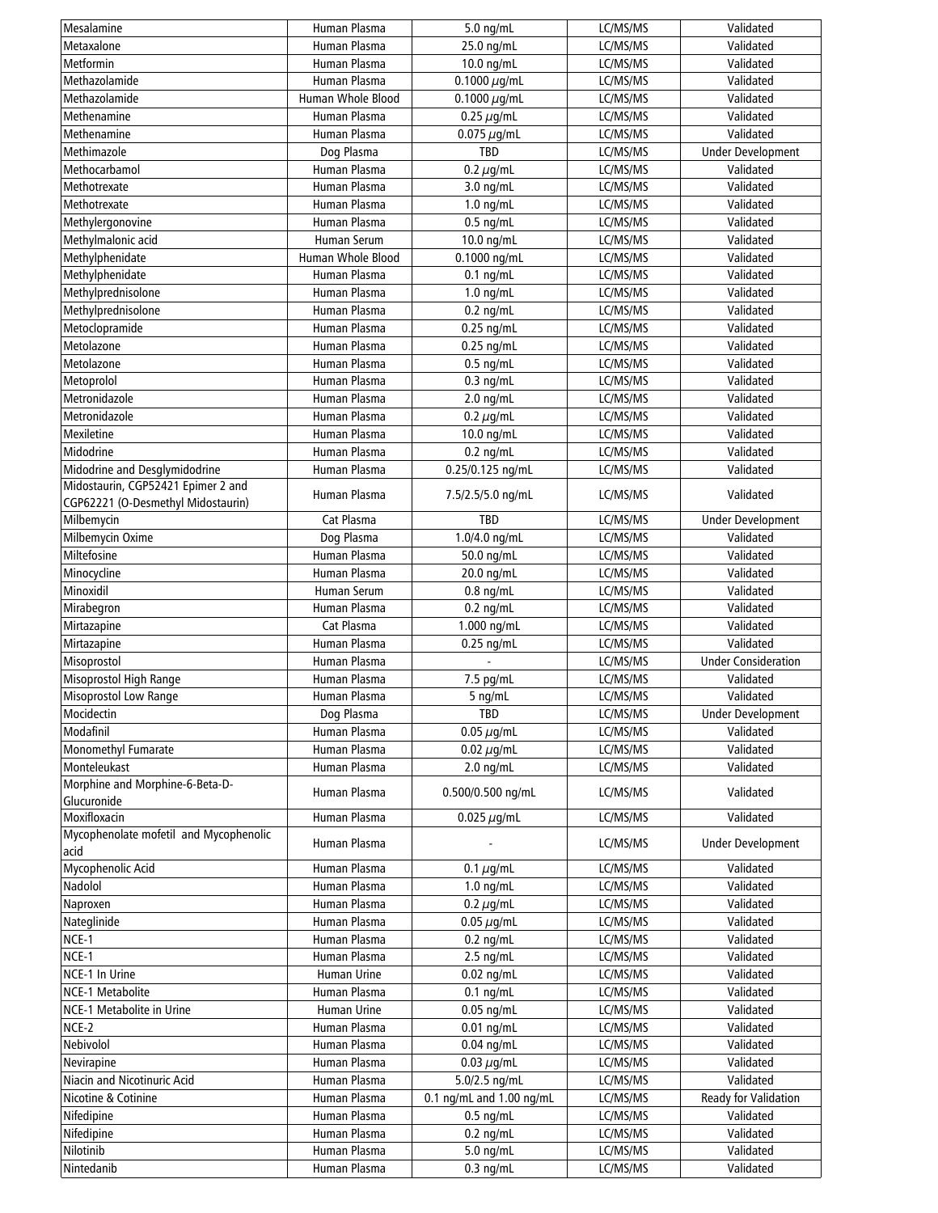| Mesalamine | Human Plasma | 5.0 ng/mL | LC/MS/MS | Validated |
|---|---|---|---|---|
| Metaxalone | Human Plasma | 25.0 ng/mL | LC/MS/MS | Validated |
| Metformin | Human Plasma | 10.0 ng/mL | LC/MS/MS | Validated |
| Methazolamide | Human Plasma | 0.1000 μg/mL | LC/MS/MS | Validated |
| Methazolamide | Human Whole Blood | 0.1000 μg/mL | LC/MS/MS | Validated |
| Methenamine | Human Plasma | 0.25 μg/mL | LC/MS/MS | Validated |
| Methenamine | Human Plasma | 0.075 μg/mL | LC/MS/MS | Validated |
| Methimazole | Dog Plasma | TBD | LC/MS/MS | Under Development |
| Methocarbamol | Human Plasma | 0.2 μg/mL | LC/MS/MS | Validated |
| Methotrexate | Human Plasma | 3.0 ng/mL | LC/MS/MS | Validated |
| Methotrexate | Human Plasma | 1.0 ng/mL | LC/MS/MS | Validated |
| Methylergonovine | Human Plasma | 0.5 ng/mL | LC/MS/MS | Validated |
| Methylmalonic acid | Human Serum | 10.0 ng/mL | LC/MS/MS | Validated |
| Methylphenidate | Human Whole Blood | 0.1000 ng/mL | LC/MS/MS | Validated |
| Methylphenidate | Human Plasma | 0.1 ng/mL | LC/MS/MS | Validated |
| Methylprednisolone | Human Plasma | 1.0 ng/mL | LC/MS/MS | Validated |
| Methylprednisolone | Human Plasma | 0.2 ng/mL | LC/MS/MS | Validated |
| Metoclopramide | Human Plasma | 0.25 ng/mL | LC/MS/MS | Validated |
| Metolazone | Human Plasma | 0.25 ng/mL | LC/MS/MS | Validated |
| Metolazone | Human Plasma | 0.5 ng/mL | LC/MS/MS | Validated |
| Metoprolol | Human Plasma | 0.3 ng/mL | LC/MS/MS | Validated |
| Metronidazole | Human Plasma | 2.0 ng/mL | LC/MS/MS | Validated |
| Metronidazole | Human Plasma | 0.2 μg/mL | LC/MS/MS | Validated |
| Mexiletine | Human Plasma | 10.0 ng/mL | LC/MS/MS | Validated |
| Midodrine | Human Plasma | 0.2 ng/mL | LC/MS/MS | Validated |
| Midodrine and Desglymidodrine | Human Plasma | 0.25/0.125 ng/mL | LC/MS/MS | Validated |
| Midostaurin, CGP52421 Epimer 2 and CGP62221 (O-Desmethyl Midostaurin) | Human Plasma | 7.5/2.5/5.0 ng/mL | LC/MS/MS | Validated |
| Milbemycin | Cat Plasma | TBD | LC/MS/MS | Under Development |
| Milbemycin Oxime | Dog Plasma | 1.0/4.0 ng/mL | LC/MS/MS | Validated |
| Miltefosine | Human Plasma | 50.0 ng/mL | LC/MS/MS | Validated |
| Minocycline | Human Plasma | 20.0 ng/mL | LC/MS/MS | Validated |
| Minoxidil | Human Serum | 0.8 ng/mL | LC/MS/MS | Validated |
| Mirabegron | Human Plasma | 0.2 ng/mL | LC/MS/MS | Validated |
| Mirtazapine | Cat Plasma | 1.000 ng/mL | LC/MS/MS | Validated |
| Mirtazapine | Human Plasma | 0.25 ng/mL | LC/MS/MS | Validated |
| Misoprostol | Human Plasma | - | LC/MS/MS | Under Consideration |
| Misoprostol High Range | Human Plasma | 7.5 pg/mL | LC/MS/MS | Validated |
| Misoprostol Low Range | Human Plasma | 5 ng/mL | LC/MS/MS | Validated |
| Mocidectin | Dog Plasma | TBD | LC/MS/MS | Under Development |
| Modafinil | Human Plasma | 0.05 μg/mL | LC/MS/MS | Validated |
| Monomethyl Fumarate | Human Plasma | 0.02 μg/mL | LC/MS/MS | Validated |
| Monteleukast | Human Plasma | 2.0 ng/mL | LC/MS/MS | Validated |
| Morphine and Morphine-6-Beta-D-Glucuronide | Human Plasma | 0.500/0.500 ng/mL | LC/MS/MS | Validated |
| Moxifloxacin | Human Plasma | 0.025 μg/mL | LC/MS/MS | Validated |
| Mycophenolate mofetil and Mycophenolic acid | Human Plasma | - | LC/MS/MS | Under Development |
| Mycophenolic Acid | Human Plasma | 0.1 μg/mL | LC/MS/MS | Validated |
| Nadolol | Human Plasma | 1.0 ng/mL | LC/MS/MS | Validated |
| Naproxen | Human Plasma | 0.2 μg/mL | LC/MS/MS | Validated |
| Nateglinide | Human Plasma | 0.05 μg/mL | LC/MS/MS | Validated |
| NCE-1 | Human Plasma | 0.2 ng/mL | LC/MS/MS | Validated |
| NCE-1 | Human Plasma | 2.5 ng/mL | LC/MS/MS | Validated |
| NCE-1 In Urine | Human Urine | 0.02 ng/mL | LC/MS/MS | Validated |
| NCE-1 Metabolite | Human Plasma | 0.1 ng/mL | LC/MS/MS | Validated |
| NCE-1 Metabolite in Urine | Human Urine | 0.05 ng/mL | LC/MS/MS | Validated |
| NCE-2 | Human Plasma | 0.01 ng/mL | LC/MS/MS | Validated |
| Nebivolol | Human Plasma | 0.04 ng/mL | LC/MS/MS | Validated |
| Nevirapine | Human Plasma | 0.03 μg/mL | LC/MS/MS | Validated |
| Niacin and Nicotinuric Acid | Human Plasma | 5.0/2.5 ng/mL | LC/MS/MS | Validated |
| Nicotine & Cotinine | Human Plasma | 0.1 ng/mL and 1.00 ng/mL | LC/MS/MS | Ready for Validation |
| Nifedipine | Human Plasma | 0.5 ng/mL | LC/MS/MS | Validated |
| Nifedipine | Human Plasma | 0.2 ng/mL | LC/MS/MS | Validated |
| Nilotinib | Human Plasma | 5.0 ng/mL | LC/MS/MS | Validated |
| Nintedanib | Human Plasma | 0.3 ng/mL | LC/MS/MS | Validated |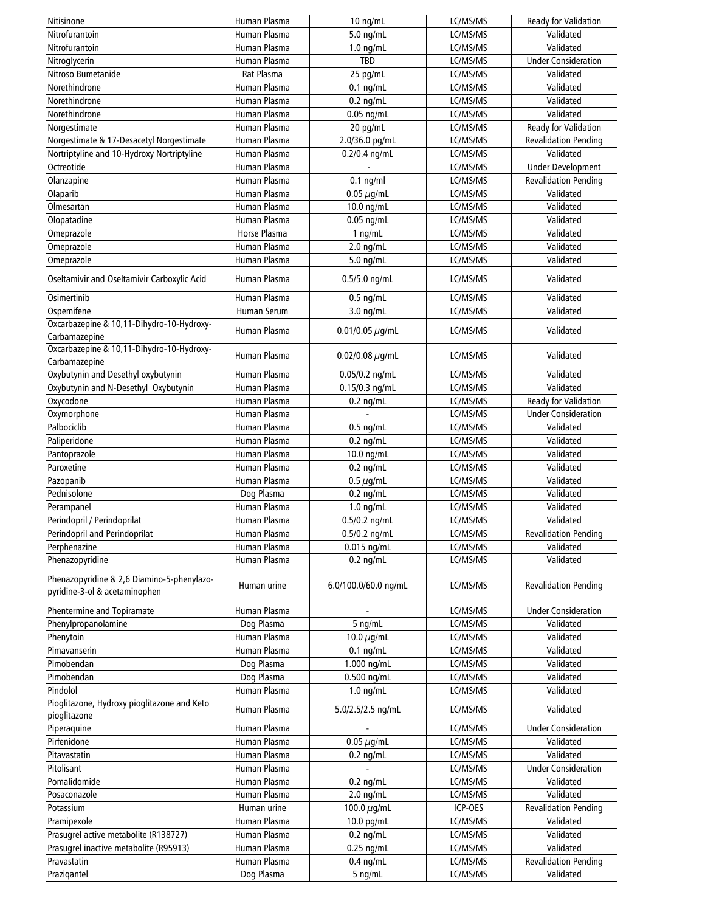| Nitisinone | Human Plasma | 10 ng/mL | LC/MS/MS | Ready for Validation |
|---|---|---|---|---|
| Nitrofurantoin | Human Plasma | 5.0 ng/mL | LC/MS/MS | Validated |
| Nitrofurantoin | Human Plasma | 1.0 ng/mL | LC/MS/MS | Validated |
| Nitroglycerin | Human Plasma | TBD | LC/MS/MS | Under Consideration |
| Nitroso Bumetanide | Rat Plasma | 25 pg/mL | LC/MS/MS | Validated |
| Norethindrone | Human Plasma | 0.1 ng/mL | LC/MS/MS | Validated |
| Norethindrone | Human Plasma | 0.2 ng/mL | LC/MS/MS | Validated |
| Norethindrone | Human Plasma | 0.05 ng/mL | LC/MS/MS | Validated |
| Norgestimate | Human Plasma | 20 pg/mL | LC/MS/MS | Ready for Validation |
| Norgestimate & 17-Desacetyl Norgestimate | Human Plasma | 2.0/36.0 pg/mL | LC/MS/MS | Revalidation Pending |
| Nortriptyline and 10-Hydroxy Nortriptyline | Human Plasma | 0.2/0.4 ng/mL | LC/MS/MS | Validated |
| Octreotide | Human Plasma | - | LC/MS/MS | Under Development |
| Olanzapine | Human Plasma | 0.1 ng/ml | LC/MS/MS | Revalidation Pending |
| Olaparib | Human Plasma | 0.05 $\mu$g/mL | LC/MS/MS | Validated |
| Olmesartan | Human Plasma | 10.0 ng/mL | LC/MS/MS | Validated |
| Olopatadine | Human Plasma | 0.05 ng/mL | LC/MS/MS | Validated |
| Omeprazole | Horse Plasma | 1 ng/mL | LC/MS/MS | Validated |
| Omeprazole | Human Plasma | 2.0 ng/mL | LC/MS/MS | Validated |
| Omeprazole | Human Plasma | 5.0 ng/mL | LC/MS/MS | Validated |
| Oseltamivir and Oseltamivir Carboxylic Acid | Human Plasma | 0.5/5.0 ng/mL | LC/MS/MS | Validated |
| Osimertinib | Human Plasma | 0.5 ng/mL | LC/MS/MS | Validated |
| Ospemifene | Human Serum | 3.0 ng/mL | LC/MS/MS | Validated |
| Oxcarbazepine & 10,11-Dihydro-10-Hydroxy-Carbamazepine | Human Plasma | 0.01/0.05 $\mu$g/mL | LC/MS/MS | Validated |
| Oxcarbazepine & 10,11-Dihydro-10-Hydroxy-Carbamazepine | Human Plasma | 0.02/0.08 $\mu$g/mL | LC/MS/MS | Validated |
| Oxybutynin and Desethyl oxybutynin | Human Plasma | 0.05/0.2 ng/mL | LC/MS/MS | Validated |
| Oxybutynin and N-Desethyl Oxybutynin | Human Plasma | 0.15/0.3 ng/mL | LC/MS/MS | Validated |
| Oxycodone | Human Plasma | 0.2 ng/mL | LC/MS/MS | Ready for Validation |
| Oxymorphone | Human Plasma | - | LC/MS/MS | Under Consideration |
| Palbociclib | Human Plasma | 0.5 ng/mL | LC/MS/MS | Validated |
| Paliperidone | Human Plasma | 0.2 ng/mL | LC/MS/MS | Validated |
| Pantoprazole | Human Plasma | 10.0 ng/mL | LC/MS/MS | Validated |
| Paroxetine | Human Plasma | 0.2 ng/mL | LC/MS/MS | Validated |
| Pazopanib | Human Plasma | 0.5 $\mu$g/mL | LC/MS/MS | Validated |
| Pednisolone | Dog Plasma | 0.2 ng/mL | LC/MS/MS | Validated |
| Perampanel | Human Plasma | 1.0 ng/mL | LC/MS/MS | Validated |
| Perindopril / Perindoprilat | Human Plasma | 0.5/0.2 ng/mL | LC/MS/MS | Validated |
| Perindopril and Perindoprilat | Human Plasma | 0.5/0.2 ng/mL | LC/MS/MS | Revalidation Pending |
| Perphenazine | Human Plasma | 0.015 ng/mL | LC/MS/MS | Validated |
| Phenazopyridine | Human Plasma | 0.2 ng/mL | LC/MS/MS | Validated |
| Phenazopyridine & 2,6 Diamino-5-phenylazo-pyridine-3-ol & acetaminophen | Human urine | 6.0/100.0/60.0 ng/mL | LC/MS/MS | Revalidation Pending |
| Phentermine and Topiramate | Human Plasma | - | LC/MS/MS | Under Consideration |
| Phenylpropanolamine | Dog Plasma | 5 ng/mL | LC/MS/MS | Validated |
| Phenytoin | Human Plasma | 10.0 $\mu$g/mL | LC/MS/MS | Validated |
| Pimavanserin | Human Plasma | 0.1 ng/mL | LC/MS/MS | Validated |
| Pimobendan | Dog Plasma | 1.000 ng/mL | LC/MS/MS | Validated |
| Pimobendan | Dog Plasma | 0.500 ng/mL | LC/MS/MS | Validated |
| Pindolol | Human Plasma | 1.0 ng/mL | LC/MS/MS | Validated |
| Pioglitazone, Hydroxy pioglitazone and Keto pioglitazone | Human Plasma | 5.0/2.5/2.5 ng/mL | LC/MS/MS | Validated |
| Piperaquine | Human Plasma | - | LC/MS/MS | Under Consideration |
| Pirfenidone | Human Plasma | 0.05 $\mu$g/mL | LC/MS/MS | Validated |
| Pitavastatin | Human Plasma | 0.2 ng/mL | LC/MS/MS | Validated |
| Pitolisant | Human Plasma | - | LC/MS/MS | Under Consideration |
| Pomalidomide | Human Plasma | 0.2 ng/mL | LC/MS/MS | Validated |
| Posaconazole | Human Plasma | 2.0 ng/mL | LC/MS/MS | Validated |
| Potassium | Human urine | 100.0 $\mu$g/mL | ICP-OES | Revalidation Pending |
| Pramipexole | Human Plasma | 10.0 pg/mL | LC/MS/MS | Validated |
| Prasugrel active metabolite (R138727) | Human Plasma | 0.2 ng/mL | LC/MS/MS | Validated |
| Prasugrel inactive metabolite (R95913) | Human Plasma | 0.25 ng/mL | LC/MS/MS | Validated |
| Pravastatin | Human Plasma | 0.4 ng/mL | LC/MS/MS | Revalidation Pending |
| Praziqantel | Dog Plasma | 5 ng/mL | LC/MS/MS | Validated |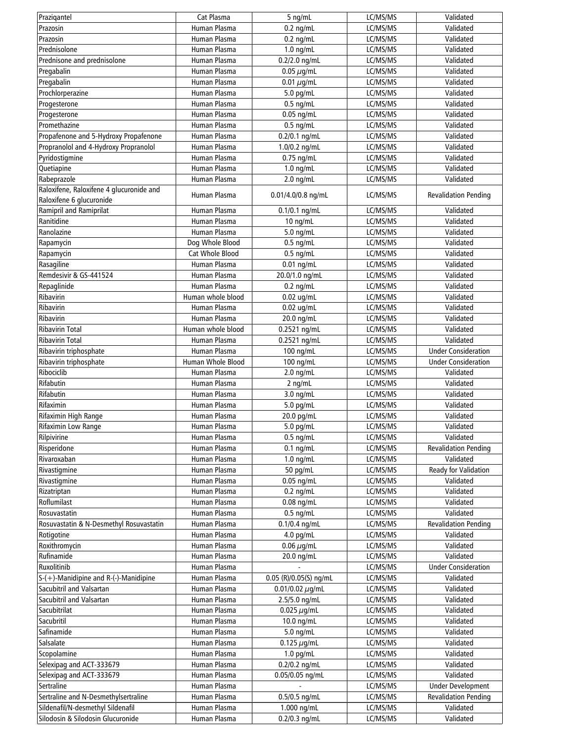| Praziqantel | Cat Plasma | 5 ng/mL | LC/MS/MS | Validated |
|---|---|---|---|---|
| Prazosin | Human Plasma | 0.2 ng/mL | LC/MS/MS | Validated |
| Prazosin | Human Plasma | 0.2 ng/mL | LC/MS/MS | Validated |
| Prednisolone | Human Plasma | 1.0 ng/mL | LC/MS/MS | Validated |
| Prednisone and prednisolone | Human Plasma | 0.2/2.0 ng/mL | LC/MS/MS | Validated |
| Pregabalin | Human Plasma | 0.05 μg/mL | LC/MS/MS | Validated |
| Pregabalin | Human Plasma | 0.01 μg/mL | LC/MS/MS | Validated |
| Prochlorperazine | Human Plasma | 5.0 pg/mL | LC/MS/MS | Validated |
| Progesterone | Human Plasma | 0.5 ng/mL | LC/MS/MS | Validated |
| Progesterone | Human Plasma | 0.05 ng/mL | LC/MS/MS | Validated |
| Promethazine | Human Plasma | 0.5 ng/mL | LC/MS/MS | Validated |
| Propafenone and 5-Hydroxy Propafenone | Human Plasma | 0.2/0.1 ng/mL | LC/MS/MS | Validated |
| Propranolol and 4-Hydroxy Propranolol | Human Plasma | 1.0/0.2 ng/mL | LC/MS/MS | Validated |
| Pyridostigmine | Human Plasma | 0.75 ng/mL | LC/MS/MS | Validated |
| Quetiapine | Human Plasma | 1.0 ng/mL | LC/MS/MS | Validated |
| Rabeprazole | Human Plasma | 2.0 ng/mL | LC/MS/MS | Validated |
| Raloxifene, Raloxifene 4 glucuronide and Raloxifene 6 glucuronide | Human Plasma | 0.01/4.0/0.8 ng/mL | LC/MS/MS | Revalidation Pending |
| Ramipril and Ramiprilat | Human Plasma | 0.1/0.1 ng/mL | LC/MS/MS | Validated |
| Ranitidine | Human Plasma | 10 ng/mL | LC/MS/MS | Validated |
| Ranolazine | Human Plasma | 5.0 ng/mL | LC/MS/MS | Validated |
| Rapamycin | Dog Whole Blood | 0.5 ng/mL | LC/MS/MS | Validated |
| Rapamycin | Cat Whole Blood | 0.5 ng/mL | LC/MS/MS | Validated |
| Rasagiline | Human Plasma | 0.01 ng/mL | LC/MS/MS | Validated |
| Remdesivir & GS-441524 | Human Plasma | 20.0/1.0 ng/mL | LC/MS/MS | Validated |
| Repaglinide | Human Plasma | 0.2 ng/mL | LC/MS/MS | Validated |
| Ribavirin | Human whole blood | 0.02 ug/mL | LC/MS/MS | Validated |
| Ribavirin | Human Plasma | 0.02 ug/mL | LC/MS/MS | Validated |
| Ribavirin | Human Plasma | 20.0 ng/mL | LC/MS/MS | Validated |
| Ribavirin Total | Human whole blood | 0.2521 ng/mL | LC/MS/MS | Validated |
| Ribavirin Total | Human Plasma | 0.2521 ng/mL | LC/MS/MS | Validated |
| Ribavirin triphosphate | Human Plasma | 100 ng/mL | LC/MS/MS | Under Consideration |
| Ribavirin triphosphate | Human Whole Blood | 100 ng/mL | LC/MS/MS | Under Consideration |
| Ribociclib | Human Plasma | 2.0 ng/mL | LC/MS/MS | Validated |
| Rifabutin | Human Plasma | 2 ng/mL | LC/MS/MS | Validated |
| Rifabutin | Human Plasma | 3.0 ng/mL | LC/MS/MS | Validated |
| Rifaximin | Human Plasma | 5.0 pg/mL | LC/MS/MS | Validated |
| Rifaximin High Range | Human Plasma | 20.0 pg/mL | LC/MS/MS | Validated |
| Rifaximin Low Range | Human Plasma | 5.0 pg/mL | LC/MS/MS | Validated |
| Rilpivirine | Human Plasma | 0.5 ng/mL | LC/MS/MS | Validated |
| Risperidone | Human Plasma | 0.1 ng/mL | LC/MS/MS | Revalidation Pending |
| Rivaroxaban | Human Plasma | 1.0 ng/mL | LC/MS/MS | Validated |
| Rivastigmine | Human Plasma | 50 pg/mL | LC/MS/MS | Ready for Validation |
| Rivastigmine | Human Plasma | 0.05 ng/mL | LC/MS/MS | Validated |
| Rizatriptan | Human Plasma | 0.2 ng/mL | LC/MS/MS | Validated |
| Roflumilast | Human Plasma | 0.08 ng/mL | LC/MS/MS | Validated |
| Rosuvastatin | Human Plasma | 0.5 ng/mL | LC/MS/MS | Validated |
| Rosuvastatin & N-Desmethyl Rosuvastatin | Human Plasma | 0.1/0.4 ng/mL | LC/MS/MS | Revalidation Pending |
| Rotigotine | Human Plasma | 4.0 pg/mL | LC/MS/MS | Validated |
| Roxithromycin | Human Plasma | 0.06 μg/mL | LC/MS/MS | Validated |
| Rufinamide | Human Plasma | 20.0 ng/mL | LC/MS/MS | Validated |
| Ruxolitinib | Human Plasma | - | LC/MS/MS | Under Consideration |
| S-(+)-Manidipine and R-(-)-Manidipine | Human Plasma | 0.05 (R)/0.05(S) ng/mL | LC/MS/MS | Validated |
| Sacubitril and Valsartan | Human Plasma | 0.01/0.02 μg/mL | LC/MS/MS | Validated |
| Sacubitril and Valsartan | Human Plasma | 2.5/5.0 ng/mL | LC/MS/MS | Validated |
| Sacubitrilat | Human Plasma | 0.025 μg/mL | LC/MS/MS | Validated |
| Sacubritil | Human Plasma | 10.0 ng/mL | LC/MS/MS | Validated |
| Safinamide | Human Plasma | 5.0 ng/mL | LC/MS/MS | Validated |
| Salsalate | Human Plasma | 0.125 μg/mL | LC/MS/MS | Validated |
| Scopolamine | Human Plasma | 1.0 pg/mL | LC/MS/MS | Validated |
| Selexipag and ACT-333679 | Human Plasma | 0.2/0.2 ng/mL | LC/MS/MS | Validated |
| Selexipag and ACT-333679 | Human Plasma | 0.05/0.05 ng/mL | LC/MS/MS | Validated |
| Sertraline | Human Plasma | - | LC/MS/MS | Under Development |
| Sertraline and N-Desmethylsertraline | Human Plasma | 0.5/0.5 ng/mL | LC/MS/MS | Revalidation Pending |
| Sildenafil/N-desmethyl Sildenafil | Human Plasma | 1.000 ng/mL | LC/MS/MS | Validated |
| Silodosin & Silodosin Glucuronide | Human Plasma | 0.2/0.3 ng/mL | LC/MS/MS | Validated |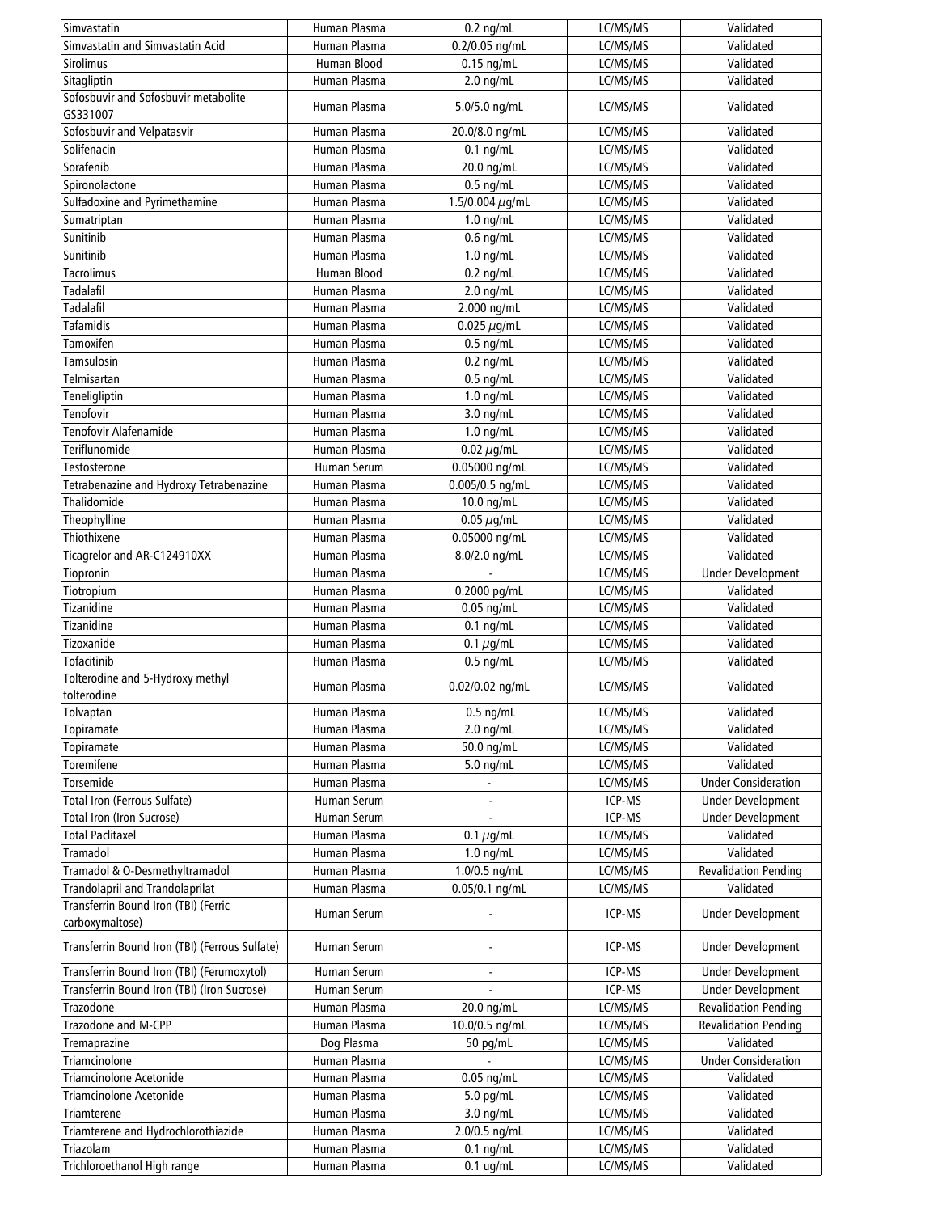| Simvastatin | Human Plasma | 0.2 ng/mL | LC/MS/MS | Validated |
|---|---|---|---|---|
| Simvastatin and Simvastatin Acid | Human Plasma | 0.2/0.05 ng/mL | LC/MS/MS | Validated |
| Sirolimus | Human Blood | 0.15 ng/mL | LC/MS/MS | Validated |
| Sitagliptin | Human Plasma | 2.0 ng/mL | LC/MS/MS | Validated |
| Sofosbuvir and Sofosbuvir metabolite GS331007 | Human Plasma | 5.0/5.0 ng/mL | LC/MS/MS | Validated |
| Sofosbuvir and Velpatasvir | Human Plasma | 20.0/8.0 ng/mL | LC/MS/MS | Validated |
| Solifenacin | Human Plasma | 0.1 ng/mL | LC/MS/MS | Validated |
| Sorafenib | Human Plasma | 20.0 ng/mL | LC/MS/MS | Validated |
| Spironolactone | Human Plasma | 0.5 ng/mL | LC/MS/MS | Validated |
| Sulfadoxine and Pyrimethamine | Human Plasma | 1.5/0.004 $\mu$g/mL | LC/MS/MS | Validated |
| Sumatriptan | Human Plasma | 1.0 ng/mL | LC/MS/MS | Validated |
| Sunitinib | Human Plasma | 0.6 ng/mL | LC/MS/MS | Validated |
| Sunitinib | Human Plasma | 1.0 ng/mL | LC/MS/MS | Validated |
| Tacrolimus | Human Blood | 0.2 ng/mL | LC/MS/MS | Validated |
| Tadalafil | Human Plasma | 2.0 ng/mL | LC/MS/MS | Validated |
| Tadalafil | Human Plasma | 2.000 ng/mL | LC/MS/MS | Validated |
| Tafamidis | Human Plasma | 0.025 $\mu$g/mL | LC/MS/MS | Validated |
| Tamoxifen | Human Plasma | 0.5 ng/mL | LC/MS/MS | Validated |
| Tamsulosin | Human Plasma | 0.2 ng/mL | LC/MS/MS | Validated |
| Telmisartan | Human Plasma | 0.5 ng/mL | LC/MS/MS | Validated |
| Teneligliptin | Human Plasma | 1.0 ng/mL | LC/MS/MS | Validated |
| Tenofovir | Human Plasma | 3.0 ng/mL | LC/MS/MS | Validated |
| Tenofovir Alafenamide | Human Plasma | 1.0 ng/mL | LC/MS/MS | Validated |
| Teriflunomide | Human Plasma | 0.02 $\mu$g/mL | LC/MS/MS | Validated |
| Testosterone | Human Serum | 0.05000 ng/mL | LC/MS/MS | Validated |
| Tetrabenazine and Hydroxy Tetrabenazine | Human Plasma | 0.005/0.5 ng/mL | LC/MS/MS | Validated |
| Thalidomide | Human Plasma | 10.0 ng/mL | LC/MS/MS | Validated |
| Theophylline | Human Plasma | 0.05 $\mu$g/mL | LC/MS/MS | Validated |
| Thiothixene | Human Plasma | 0.05000 ng/mL | LC/MS/MS | Validated |
| Ticagrelor and AR-C124910XX | Human Plasma | 8.0/2.0 ng/mL | LC/MS/MS | Validated |
| Tiopronin | Human Plasma | - | LC/MS/MS | Under Development |
| Tiotropium | Human Plasma | 0.2000 pg/mL | LC/MS/MS | Validated |
| Tizanidine | Human Plasma | 0.05 ng/mL | LC/MS/MS | Validated |
| Tizanidine | Human Plasma | 0.1 ng/mL | LC/MS/MS | Validated |
| Tizoxanide | Human Plasma | 0.1 $\mu$g/mL | LC/MS/MS | Validated |
| Tofacitinib | Human Plasma | 0.5 ng/mL | LC/MS/MS | Validated |
| Tolterodine and 5-Hydroxy methyl tolterodine | Human Plasma | 0.02/0.02 ng/mL | LC/MS/MS | Validated |
| Tolvaptan | Human Plasma | 0.5 ng/mL | LC/MS/MS | Validated |
| Topiramate | Human Plasma | 2.0 ng/mL | LC/MS/MS | Validated |
| Topiramate | Human Plasma | 50.0 ng/mL | LC/MS/MS | Validated |
| Toremifene | Human Plasma | 5.0 ng/mL | LC/MS/MS | Validated |
| Torsemide | Human Plasma | - | LC/MS/MS | Under Consideration |
| Total Iron (Ferrous Sulfate) | Human Serum | - | ICP-MS | Under Development |
| Total Iron (Iron Sucrose) | Human Serum | - | ICP-MS | Under Development |
| Total Paclitaxel | Human Plasma | 0.1 $\mu$g/mL | LC/MS/MS | Validated |
| Tramadol | Human Plasma | 1.0 ng/mL | LC/MS/MS | Validated |
| Tramadol & O-Desmethyltramadol | Human Plasma | 1.0/0.5 ng/mL | LC/MS/MS | Revalidation Pending |
| Trandolapril and Trandolaprilat | Human Plasma | 0.05/0.1 ng/mL | LC/MS/MS | Validated |
| Transferrin Bound Iron (TBI) (Ferric carboxymaltose) | Human Serum | - | ICP-MS | Under Development |
| Transferrin Bound Iron (TBI) (Ferrous Sulfate) | Human Serum | - | ICP-MS | Under Development |
| Transferrin Bound Iron (TBI) (Ferumoxytol) | Human Serum | - | ICP-MS | Under Development |
| Transferrin Bound Iron (TBI) (Iron Sucrose) | Human Serum | - | ICP-MS | Under Development |
| Trazodone | Human Plasma | 20.0 ng/mL | LC/MS/MS | Revalidation Pending |
| Trazodone and M-CPP | Human Plasma | 10.0/0.5 ng/mL | LC/MS/MS | Revalidation Pending |
| Tremaprazine | Dog Plasma | 50 pg/mL | LC/MS/MS | Validated |
| Triamcinolone | Human Plasma | - | LC/MS/MS | Under Consideration |
| Triamcinolone Acetonide | Human Plasma | 0.05 ng/mL | LC/MS/MS | Validated |
| Triamcinolone Acetonide | Human Plasma | 5.0 pg/mL | LC/MS/MS | Validated |
| Triamterene | Human Plasma | 3.0 ng/mL | LC/MS/MS | Validated |
| Triamterene and Hydrochlorothiazide | Human Plasma | 2.0/0.5 ng/mL | LC/MS/MS | Validated |
| Triazolam | Human Plasma | 0.1 ng/mL | LC/MS/MS | Validated |
| Trichloroethanol High range | Human Plasma | 0.1 ug/mL | LC/MS/MS | Validated |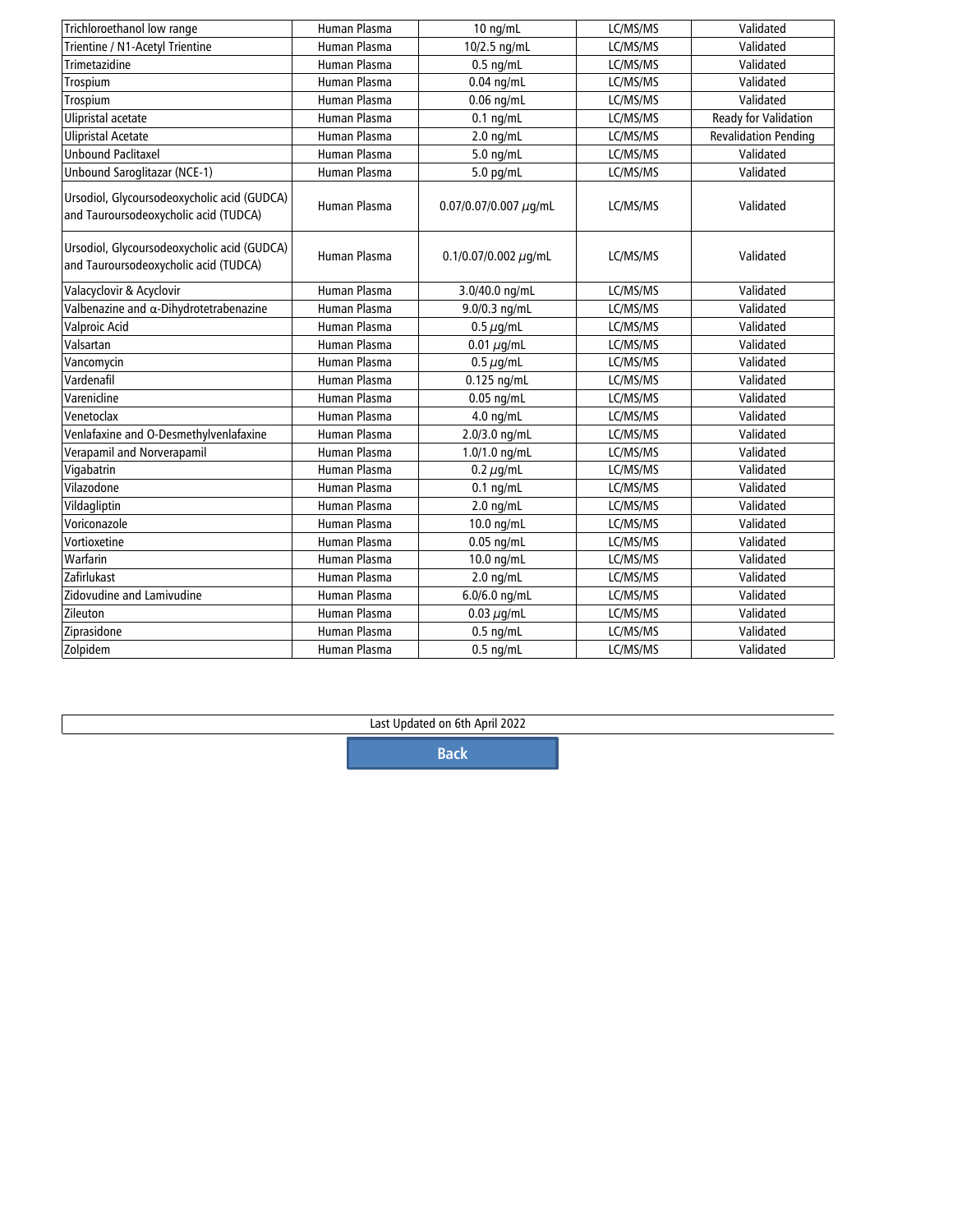| | | | | |
|---|---|---|---|---|
| Trichloroethanol low range | Human Plasma | 10 ng/mL | LC/MS/MS | Validated |
| Trientine / N1-Acetyl Trientine | Human Plasma | 10/2.5 ng/mL | LC/MS/MS | Validated |
| Trimetazidine | Human Plasma | 0.5 ng/mL | LC/MS/MS | Validated |
| Trospium | Human Plasma | 0.04 ng/mL | LC/MS/MS | Validated |
| Trospium | Human Plasma | 0.06 ng/mL | LC/MS/MS | Validated |
| Ulipristal acetate | Human Plasma | 0.1 ng/mL | LC/MS/MS | Ready for Validation |
| Ulipristal Acetate | Human Plasma | 2.0 ng/mL | LC/MS/MS | Revalidation Pending |
| Unbound Paclitaxel | Human Plasma | 5.0 ng/mL | LC/MS/MS | Validated |
| Unbound Saroglitazar (NCE-1) | Human Plasma | 5.0 pg/mL | LC/MS/MS | Validated |
| Ursodiol, Glycoursodeoxycholic acid (GUDCA) and Tauroursodeoxycholic acid (TUDCA) | Human Plasma | 0.07/0.07/0.007 μg/mL | LC/MS/MS | Validated |
| Ursodiol, Glycoursodeoxycholic acid (GUDCA) and Tauroursodeoxycholic acid (TUDCA) | Human Plasma | 0.1/0.07/0.002 μg/mL | LC/MS/MS | Validated |
| Valacyclovir & Acyclovir | Human Plasma | 3.0/40.0 ng/mL | LC/MS/MS | Validated |
| Valbenazine and α-Dihydrotetrabenazine | Human Plasma | 9.0/0.3 ng/mL | LC/MS/MS | Validated |
| Valproic Acid | Human Plasma | 0.5 μg/mL | LC/MS/MS | Validated |
| Valsartan | Human Plasma | 0.01 μg/mL | LC/MS/MS | Validated |
| Vancomycin | Human Plasma | 0.5 μg/mL | LC/MS/MS | Validated |
| Vardenafil | Human Plasma | 0.125 ng/mL | LC/MS/MS | Validated |
| Varenicline | Human Plasma | 0.05 ng/mL | LC/MS/MS | Validated |
| Venetoclax | Human Plasma | 4.0 ng/mL | LC/MS/MS | Validated |
| Venlafaxine and O-Desmethylvenlafaxine | Human Plasma | 2.0/3.0 ng/mL | LC/MS/MS | Validated |
| Verapamil and Norverapamil | Human Plasma | 1.0/1.0 ng/mL | LC/MS/MS | Validated |
| Vigabatrin | Human Plasma | 0.2 μg/mL | LC/MS/MS | Validated |
| Vilazodone | Human Plasma | 0.1 ng/mL | LC/MS/MS | Validated |
| Vildagliptin | Human Plasma | 2.0 ng/mL | LC/MS/MS | Validated |
| Voriconazole | Human Plasma | 10.0 ng/mL | LC/MS/MS | Validated |
| Vortioxetine | Human Plasma | 0.05 ng/mL | LC/MS/MS | Validated |
| Warfarin | Human Plasma | 10.0 ng/mL | LC/MS/MS | Validated |
| Zafirlukast | Human Plasma | 2.0 ng/mL | LC/MS/MS | Validated |
| Zidovudine and Lamivudine | Human Plasma | 6.0/6.0 ng/mL | LC/MS/MS | Validated |
| Zileuton | Human Plasma | 0.03 μg/mL | LC/MS/MS | Validated |
| Ziprasidone | Human Plasma | 0.5 ng/mL | LC/MS/MS | Validated |
| Zolpidem | Human Plasma | 0.5 ng/mL | LC/MS/MS | Validated |

Last Updated on 6th April 2022

Back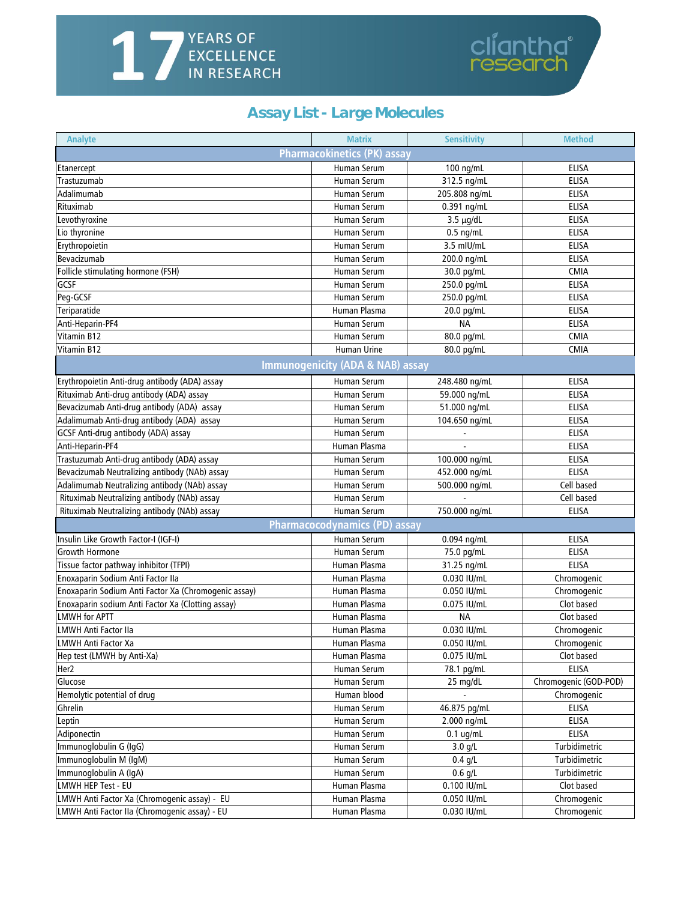# Assay List - Large Molecules

| Analyte | Matrix | Sensitivity | Method |
|---|---|---|---|
| **Pharmacokinetics (PK) assay** | | | |
| Etanercept | Human Serum | 100 ng/mL | ELISA |
| Trastuzumab | Human Serum | 312.5 ng/mL | ELISA |
| Adalimumab | Human Serum | 205.808 ng/mL | ELISA |
| Rituximab | Human Serum | 0.391 ng/mL | ELISA |
| Levothyroxine | Human Serum | 3.5 µg/dL | ELISA |
| Lio thyronine | Human Serum | 0.5 ng/mL | ELISA |
| Erythropoietin | Human Serum | 3.5 mIU/mL | ELISA |
| Bevacizumab | Human Serum | 200.0 ng/mL | ELISA |
| Follicle stimulating hormone (FSH) | Human Serum | 30.0 pg/mL | CMIA |
| GCSF | Human Serum | 250.0 pg/mL | ELISA |
| Peg-GCSF | Human Serum | 250.0 pg/mL | ELISA |
| Teriparatide | Human Plasma | 20.0 pg/mL | ELISA |
| Anti-Heparin-PF4 | Human Serum | NA | ELISA |
| Vitamin B12 | Human Serum | 80.0 pg/mL | CMIA |
| Vitamin B12 | Human Urine | 80.0 pg/mL | CMIA |
| **Immunogenicity (ADA & NAB) assay** | | | |
| Erythropoietin Anti-drug antibody (ADA) assay | Human Serum | 248.480 ng/mL | ELISA |
| Rituximab Anti-drug antibody (ADA) assay | Human Serum | 59.000 ng/mL | ELISA |
| Bevacizumab Anti-drug antibody (ADA) assay | Human Serum | 51.000 ng/mL | ELISA |
| Adalimumab Anti-drug antibody (ADA) assay | Human Serum | 104.650 ng/mL | ELISA |
| GCSF Anti-drug antibody (ADA) assay | Human Serum | - | ELISA |
| Anti-Heparin-PF4 | Human Plasma | - | ELISA |
| Trastuzumab Anti-drug antibody (ADA) assay | Human Serum | 100.000 ng/mL | ELISA |
| Bevacizumab Neutralizing antibody (NAb) assay | Human Serum | 452.000 ng/mL | ELISA |
| Adalimumab Neutralizing antibody (NAb) assay | Human Serum | 500.000 ng/mL | Cell based |
| Rituximab Neutralizing antibody (NAb) assay | Human Serum | - | Cell based |
| Rituximab Neutralizing antibody (NAb) assay | Human Serum | 750.000 ng/mL | ELISA |
| **Pharmacocodynamics (PD) assay** | | | |
| Insulin Like Growth Factor-I (IGF-I) | Human Serum | 0.094 ng/mL | ELISA |
| Growth Hormone | Human Serum | 75.0 pg/mL | ELISA |
| Tissue factor pathway inhibitor (TFPI) | Human Plasma | 31.25 ng/mL | ELISA |
| Enoxaparin Sodium Anti Factor IIa | Human Plasma | 0.030 IU/mL | Chromogenic |
| Enoxaparin Sodium Anti Factor Xa (Chromogenic assay) | Human Plasma | 0.050 IU/mL | Chromogenic |
| Enoxaparin sodium Anti Factor Xa (Clotting assay) | Human Plasma | 0.075 IU/mL | Clot based |
| LMWH for APTT | Human Plasma | NA | Clot based |
| LMWH Anti Factor IIa | Human Plasma | 0.030 IU/mL | Chromogenic |
| LMWH Anti Factor Xa | Human Plasma | 0.050 IU/mL | Chromogenic |
| Hep test (LMWH by Anti-Xa) | Human Plasma | 0.075 IU/mL | Clot based |
| Her2 | Human Serum | 78.1 pg/mL | ELISA |
| Glucose | Human Serum | 25 mg/dL | Chromogenic (GOD-POD) |
| Hemolytic potential of drug | Human blood | - | Chromogenic |
| Ghrelin | Human Serum | 46.875 pg/mL | ELISA |
| Leptin | Human Serum | 2.000 ng/mL | ELISA |
| Adiponectin | Human Serum | 0.1 ug/mL | ELISA |
| Immunoglobulin G (IgG) | Human Serum | 3.0 g/L | Turbidimetric |
| Immunoglobulin M (IgM) | Human Serum | 0.4 g/L | Turbidimetric |
| Immunoglobulin A (IgA) | Human Serum | 0.6 g/L | Turbidimetric |
| LMWH HEP Test - EU | Human Plasma | 0.100 IU/mL | Clot based |
| LMWH Anti Factor Xa (Chromogenic assay) - EU | Human Plasma | 0.050 IU/mL | Chromogenic |
| LMWH Anti Factor IIa (Chromogenic assay) - EU | Human Plasma | 0.030 IU/mL | Chromogenic |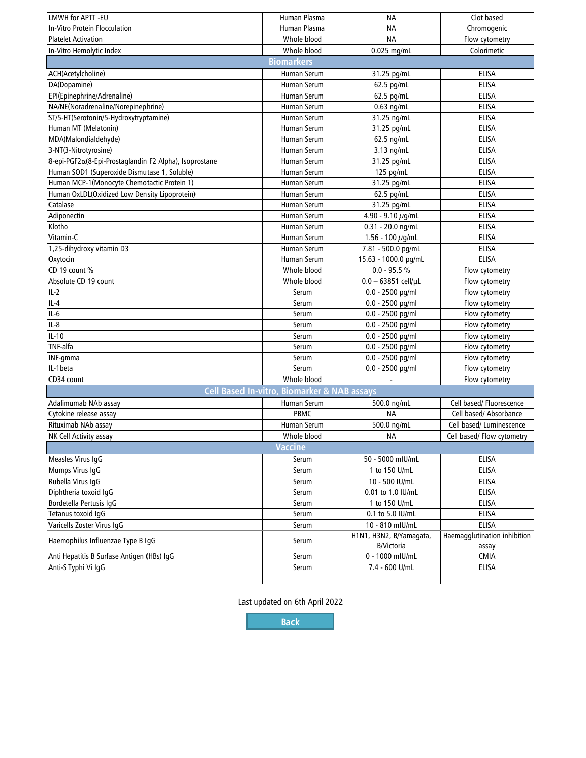| | | | |
|---|---|---|---|
| LMWH for APTT -EU | Human Plasma | NA | Clot based |
| In-Vitro Protein Flocculation | Human Plasma | NA | Chromogenic |
| Platelet Activation | Whole blood | NA | Flow cytometry |
| In-Vitro Hemolytic Index | Whole blood | 0.025 mg/mL | Colorimetic |
| **Biomarkers** | | | |
| ACH(Acetylcholine) | Human Serum | 31.25 pg/mL | ELISA |
| DA(Dopamine) | Human Serum | 62.5 pg/mL | ELISA |
| EPI(Epinephrine/Adrenaline) | Human Serum | 62.5 pg/mL | ELISA |
| NA/NE(Noradrenaline/Norepinephrine) | Human Serum | 0.63 ng/mL | ELISA |
| ST/5-HT(Serotonin/5-Hydroxytryptamine) | Human Serum | 31.25 ng/mL | ELISA |
| Human MT (Melatonin) | Human Serum | 31.25 pg/mL | ELISA |
| MDA(Malondialdehyde) | Human Serum | 62.5 ng/mL | ELISA |
| 3-NT(3-Nitrotyrosine) | Human Serum | 3.13 ng/mL | ELISA |
| 8-epi-PGF2α(8-Epi-Prostaglandin F2 Alpha), Isoprostane | Human Serum | 31.25 pg/mL | ELISA |
| Human SOD1 (Superoxide Dismutase 1, Soluble) | Human Serum | 125 pg/mL | ELISA |
| Human MCP-1(Monocyte Chemotactic Protein 1) | Human Serum | 31.25 pg/mL | ELISA |
| Human OxLDL(Oxidized Low Density Lipoprotein) | Human Serum | 62.5 pg/mL | ELISA |
| Catalase | Human Serum | 31.25 pg/mL | ELISA |
| Adiponectin | Human Serum | 4.90 - 9.10 µg/mL | ELISA |
| Klotho | Human Serum | 0.31 - 20.0 ng/mL | ELISA |
| Vitamin-C | Human Serum | 1.56 - 100 µg/mL | ELISA |
| 1,25-dihydroxy vitamin D3 | Human Serum | 7.81 - 500.0 pg/mL | ELISA |
| Oxytocin | Human Serum | 15.63 - 1000.0 pg/mL | ELISA |
| CD 19 count % | Whole blood | 0.0 - 95.5 % | Flow cytometry |
| Absolute CD 19 count | Whole blood | 0.0 – 63851 cell/µL | Flow cytometry |
| IL-2 | Serum | 0.0 - 2500 pg/ml | Flow cytometry |
| IL-4 | Serum | 0.0 - 2500 pg/ml | Flow cytometry |
| IL-6 | Serum | 0.0 - 2500 pg/ml | Flow cytometry |
| IL-8 | Serum | 0.0 - 2500 pg/ml | Flow cytometry |
| IL-10 | Serum | 0.0 - 2500 pg/ml | Flow cytometry |
| TNF-alfa | Serum | 0.0 - 2500 pg/ml | Flow cytometry |
| INF-gmma | Serum | 0.0 - 2500 pg/ml | Flow cytometry |
| IL-1beta | Serum | 0.0 - 2500 pg/ml | Flow cytometry |
| CD34 count | Whole blood | - | Flow cytometry |
| **Cell Based In-vitro, Biomarker & NAB assays** | | | |
| Adalimumab NAb assay | Human Serum | 500.0 ng/mL | Cell based/ Fluorescence |
| Cytokine release assay | PBMC | NA | Cell based/ Absorbance |
| Rituximab NAb assay | Human Serum | 500.0 ng/mL | Cell based/ Luminescence |
| NK Cell Activity assay | Whole blood | NA | Cell based/ Flow cytometry |
| **Vaccine** | | | |
| Measles Virus IgG | Serum | 50 - 5000 mIU/mL | ELISA |
| Mumps Virus IgG | Serum | 1 to 150 U/mL | ELISA |
| Rubella Virus IgG | Serum | 10 - 500 IU/mL | ELISA |
| Diphtheria toxoid IgG | Serum | 0.01 to 1.0 IU/mL | ELISA |
| Bordetella Pertusis IgG | Serum | 1 to 150 U/mL | ELISA |
| Tetanus toxoid IgG | Serum | 0.1 to 5.0 IU/mL | ELISA |
| Varicells Zoster Virus IgG | Serum | 10 - 810 mIU/mL | ELISA |
| Haemophilus Influenzae Type B IgG | Serum | H1N1, H3N2, B/Yamagata, B/Victoria | Haemagglutination inhibition assay |
| Anti Hepatitis B Surfase Antigen (HBs) IgG | Serum | 0 - 1000 mIU/mL | CMIA |
| Anti-S Typhi Vi IgG | Serum | 7.4 - 600 U/mL | ELISA |
| | | | |

Last updated on 6th April 2022

Back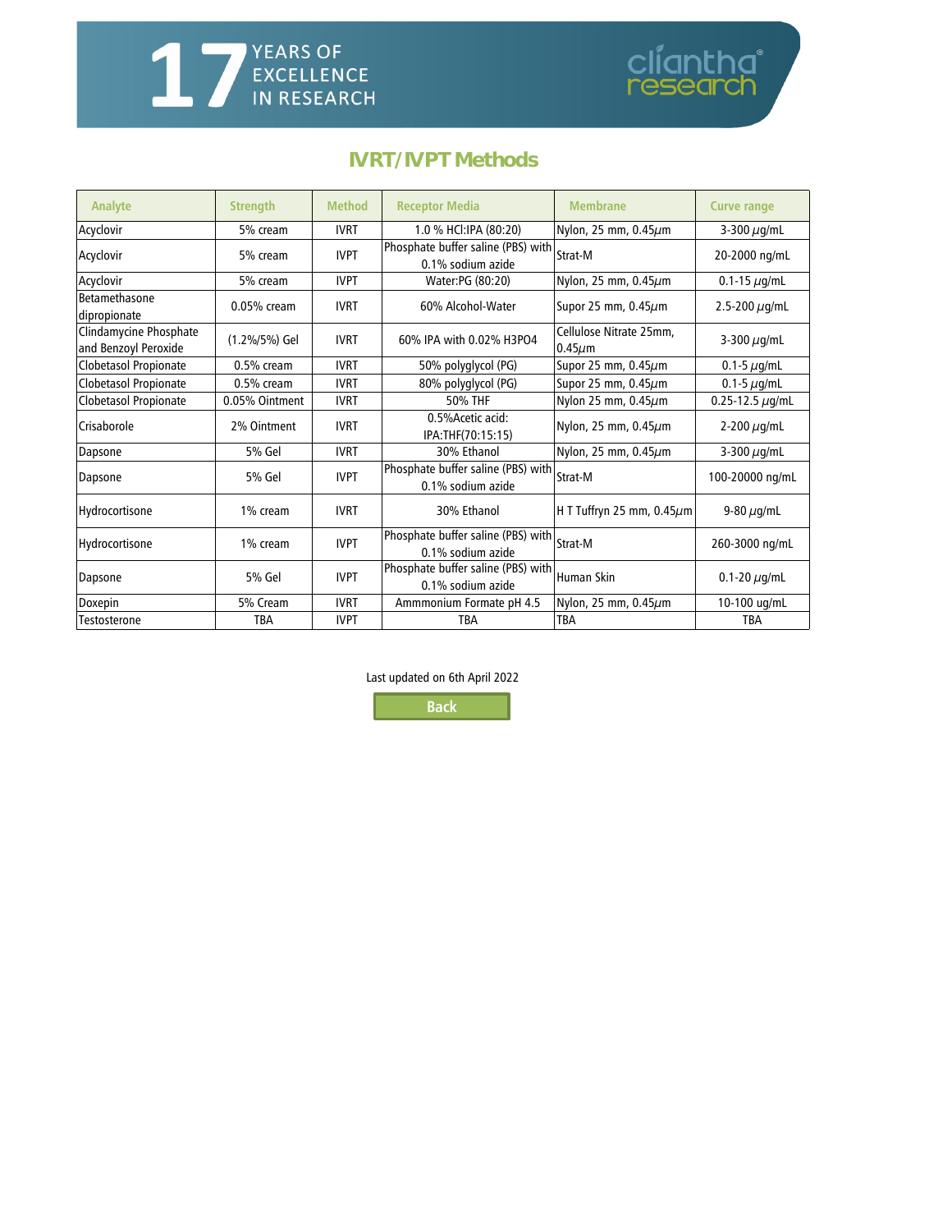# IVRT/IVPT Methods

| Analyte | Strength | Method | Receptor Media | Membrane | Curve range |
|---|---|---|---|---|---|
| Acyclovir | 5% cream | IVRT | 1.0 % HCl:IPA (80:20) | Nylon, 25 mm, 0.45$\mu$m | 3-300 $\mu$g/mL |
| Acyclovir | 5% cream | IVPT | Phosphate buffer saline (PBS) with 0.1% sodium azide | Strat-M | 20-2000 ng/mL |
| Acyclovir | 5% cream | IVPT | Water:PG (80:20) | Nylon, 25 mm, 0.45$\mu$m | 0.1-15 $\mu$g/mL |
| Betamethasone dipropionate | 0.05% cream | IVRT | 60% Alcohol-Water | Supor 25 mm, 0.45$\mu$m | 2.5-200 $\mu$g/mL |
| Clindamycine Phosphate and Benzoyl Peroxide | (1.2%/5%) Gel | IVRT | 60% IPA with 0.02% $H_3PO_4$ | Cellulose Nitrate 25mm, 0.45$\mu$m | 3-300 $\mu$g/mL |
| Clobetasol Propionate | 0.5% cream | IVRT | 50% polyglycol (PG) | Supor 25 mm, 0.45$\mu$m | 0.1-5 $\mu$g/mL |
| Clobetasol Propionate | 0.5% cream | IVRT | 80% polyglycol (PG) | Supor 25 mm, 0.45$\mu$m | 0.1-5 $\mu$g/mL |
| Clobetasol Propionate | 0.05% Ointment | IVRT | 50% THF | Nylon 25 mm, 0.45$\mu$m | 0.25-12.5 $\mu$g/mL |
| Crisaborole | 2% Ointment | IVRT | 0.5%Acetic acid: IPA:THF(70:15:15) | Nylon, 25 mm, 0.45$\mu$m | 2-200 $\mu$g/mL |
| Dapsone | 5% Gel | IVRT | 30% Ethanol | Nylon, 25 mm, 0.45$\mu$m | 3-300 $\mu$g/mL |
| Dapsone | 5% Gel | IVPT | Phosphate buffer saline (PBS) with 0.1% sodium azide | Strat-M | 100-20000 ng/mL |
| Hydrocortisone | 1% cream | IVRT | 30% Ethanol | H T Tuffryn 25 mm, 0.45$\mu$m | 9-80 $\mu$g/mL |
| Hydrocortisone | 1% cream | IVPT | Phosphate buffer saline (PBS) with 0.1% sodium azide | Strat-M | 260-3000 ng/mL |
| Dapsone | 5% Gel | IVPT | Phosphate buffer saline (PBS) with 0.1% sodium azide | Human Skin | 0.1-20 $\mu$g/mL |
| Doxepin | 5% Cream | IVRT | Ammmonium Formate pH 4.5 | Nylon, 25 mm, 0.45$\mu$m | 10-100 ug/mL |
| Testosterone | TBA | IVPT | TBA | TBA | TBA |

Last updated on 6th April 2022

Back